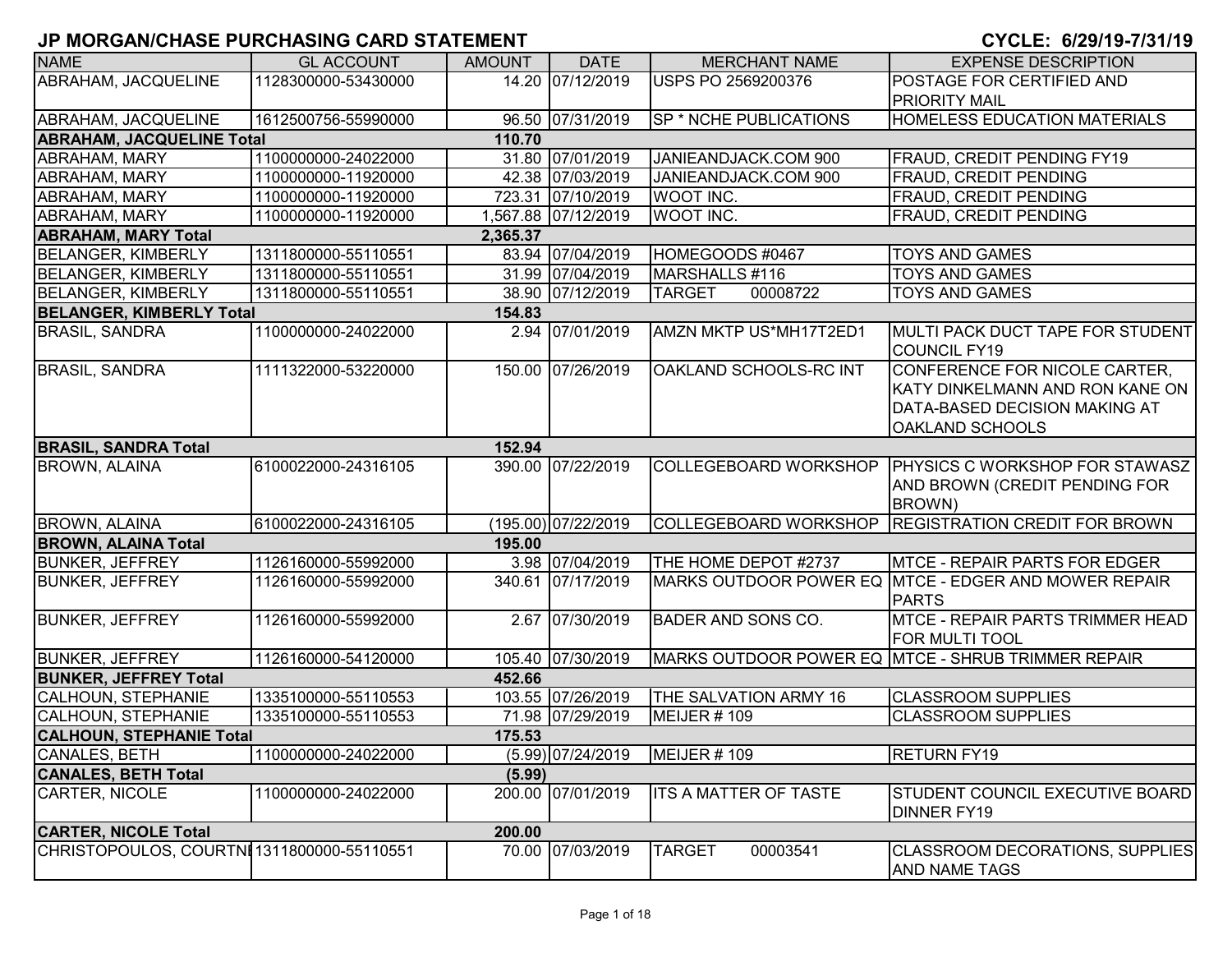# JP MORGAN/CHASE PURCHASING CARD STATEMENT

**CYCLE: 6/29/19-7/31/19**

| NAME | GL ACCOUNT | AMOUNT | DATE | MERCHANT NAME | EXPENSE DESCRIPTION |
|---|---|---|---|---|---|
| ABRAHAM, JACQUELINE | 1128300000-53430000 | 14.20 | 07/12/2019 | USPS PO 2569200376 | POSTAGE FOR CERTIFIED AND PRIORITY MAIL |
| ABRAHAM, JACQUELINE | 1612500756-55990000 | 96.50 | 07/31/2019 | SP * NCHE PUBLICATIONS | HOMELESS EDUCATION MATERIALS |
| **ABRAHAM, JACQUELINE Total** | | **110.70** | | | |
| ABRAHAM, MARY | 1100000000-24022000 | 31.80 | 07/01/2019 | JANIEANDJACK.COM 900 | FRAUD, CREDIT PENDING FY19 |
| ABRAHAM, MARY | 1100000000-11920000 | 42.38 | 07/03/2019 | JANIEANDJACK.COM 900 | FRAUD, CREDIT PENDING |
| ABRAHAM, MARY | 1100000000-11920000 | 723.31 | 07/10/2019 | WOOT INC. | FRAUD, CREDIT PENDING |
| ABRAHAM, MARY | 1100000000-11920000 | 1,567.88 | 07/12/2019 | WOOT INC. | FRAUD, CREDIT PENDING |
| **ABRAHAM, MARY Total** | | **2,365.37** | | | |
| BELANGER, KIMBERLY | 1311800000-55110551 | 83.94 | 07/04/2019 | HOMEGOODS #0467 | TOYS AND GAMES |
| BELANGER, KIMBERLY | 1311800000-55110551 | 31.99 | 07/04/2019 | MARSHALLS #116 | TOYS AND GAMES |
| BELANGER, KIMBERLY | 1311800000-55110551 | 38.90 | 07/12/2019 | TARGET 00008722 | TOYS AND GAMES |
| **BELANGER, KIMBERLY Total** | | **154.83** | | | |
| BRASIL, SANDRA | 1100000000-24022000 | 2.94 | 07/01/2019 | AMZN MKTP US*MH17T2ED1 | MULTI PACK DUCT TAPE FOR STUDENT COUNCIL FY19 |
| BRASIL, SANDRA | 1111322000-53220000 | 150.00 | 07/26/2019 | OAKLAND SCHOOLS-RC INT | CONFERENCE FOR NICOLE CARTER, KATY DINKELMANN AND RON KANE ON DATA-BASED DECISION MAKING AT OAKLAND SCHOOLS |
| **BRASIL, SANDRA Total** | | **152.94** | | | |
| BROWN, ALAINA | 6100022000-24316105 | 390.00 | 07/22/2019 | COLLEGEBOARD WORKSHOP | PHYSICS C WORKSHOP FOR STAWASZ AND BROWN (CREDIT PENDING FOR BROWN) |
| BROWN, ALAINA | 6100022000-24316105 | (195.00) | 07/22/2019 | COLLEGEBOARD WORKSHOP | REGISTRATION CREDIT FOR BROWN |
| **BROWN, ALAINA Total** | | **195.00** | | | |
| BUNKER, JEFFREY | 1126160000-55992000 | 3.98 | 07/04/2019 | THE HOME DEPOT #2737 | MTCE - REPAIR PARTS FOR EDGER |
| BUNKER, JEFFREY | 1126160000-55992000 | 340.61 | 07/17/2019 | MARKS OUTDOOR POWER EQ | MTCE - EDGER AND MOWER REPAIR PARTS |
| BUNKER, JEFFREY | 1126160000-55992000 | 2.67 | 07/30/2019 | BADER AND SONS CO. | MTCE - REPAIR PARTS TRIMMER HEAD FOR MULTI TOOL |
| BUNKER, JEFFREY | 1126160000-54120000 | 105.40 | 07/30/2019 | MARKS OUTDOOR POWER EQ | MTCE - SHRUB TRIMMER REPAIR |
| **BUNKER, JEFFREY Total** | | **452.66** | | | |
| CALHOUN, STEPHANIE | 1335100000-55110553 | 103.55 | 07/26/2019 | THE SALVATION ARMY 16 | CLASSROOM SUPPLIES |
| CALHOUN, STEPHANIE | 1335100000-55110553 | 71.98 | 07/29/2019 | MEIJER # 109 | CLASSROOM SUPPLIES |
| **CALHOUN, STEPHANIE Total** | | **175.53** | | | |
| CANALES, BETH | 1100000000-24022000 | (5.99) | 07/24/2019 | MEIJER # 109 | RETURN FY19 |
| **CANALES, BETH Total** | | **(5.99)** | | | |
| CARTER, NICOLE | 1100000000-24022000 | 200.00 | 07/01/2019 | ITS A MATTER OF TASTE | STUDENT COUNCIL EXECUTIVE BOARD DINNER FY19 |
| **CARTER, NICOLE Total** | | **200.00** | | | |
| CHRISTOPOULOS, COURTNI | 1311800000-55110551 | 70.00 | 07/03/2019 | TARGET 00003541 | CLASSROOM DECORATIONS, SUPPLIES AND NAME TAGS |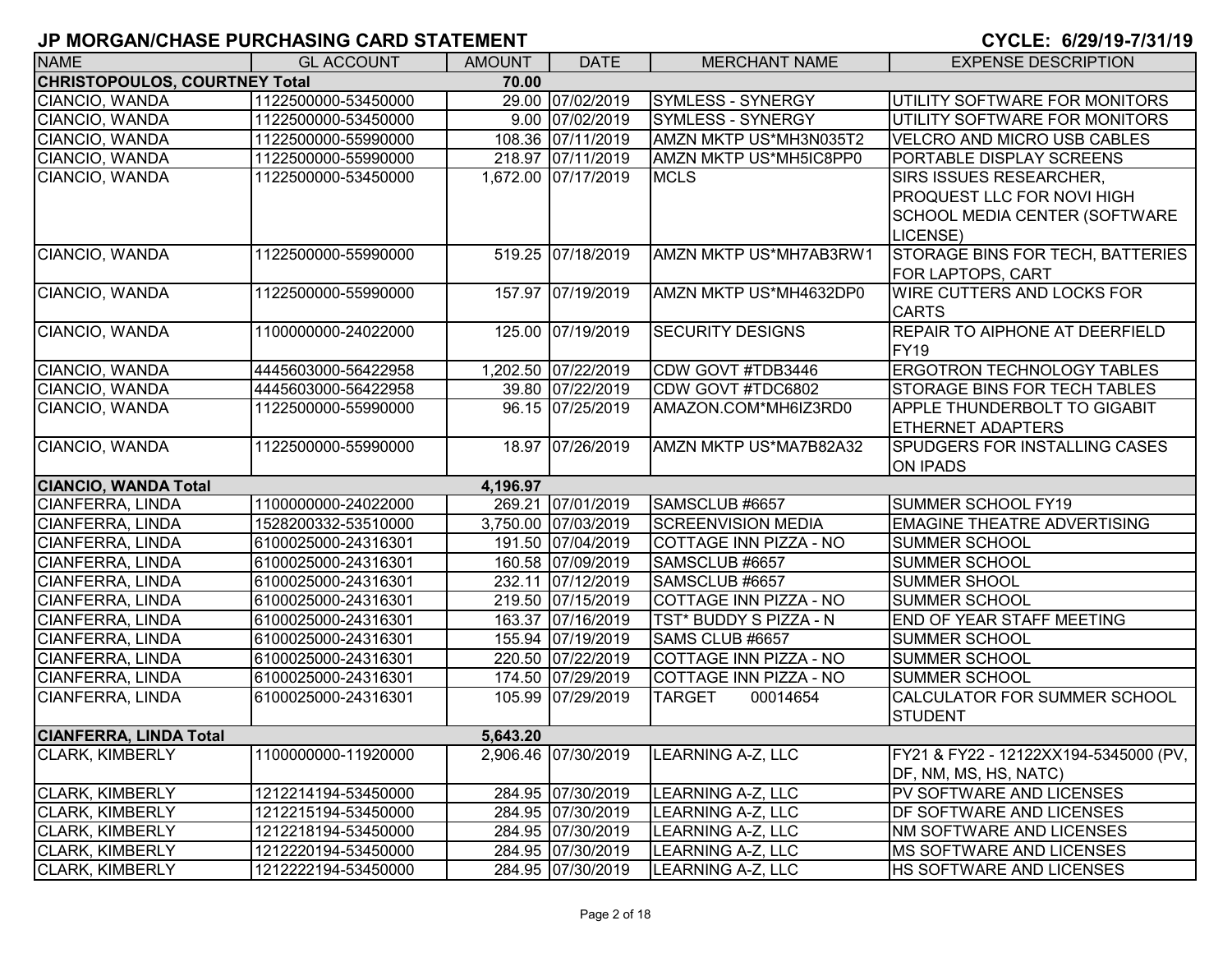# JP MORGAN/CHASE PURCHASING CARD STATEMENT

**CYCLE: 6/29/19-7/31/19**

| NAME | GL ACCOUNT | AMOUNT | DATE | MERCHANT NAME | EXPENSE DESCRIPTION |
|---|---|---|---|---|---|
| **CHRISTOPOULOS, COURTNEY Total** | | **70.00** | | | |
| CIANCIO, WANDA | 1122500000-53450000 | 29.00 | 07/02/2019 | SYMLESS - SYNERGY | UTILITY SOFTWARE FOR MONITORS |
| CIANCIO, WANDA | 1122500000-53450000 | 9.00 | 07/02/2019 | SYMLESS - SYNERGY | UTILITY SOFTWARE FOR MONITORS |
| CIANCIO, WANDA | 1122500000-55990000 | 108.36 | 07/11/2019 | AMZN MKTP US*MH3N035T2 | VELCRO AND MICRO USB CABLES |
| CIANCIO, WANDA | 1122500000-55990000 | 218.97 | 07/11/2019 | AMZN MKTP US*MH5IC8PP0 | PORTABLE DISPLAY SCREENS |
| CIANCIO, WANDA | 1122500000-53450000 | 1,672.00 | 07/17/2019 | MCLS | SIRS ISSUES RESEARCHER, PROQUEST LLC FOR NOVI HIGH SCHOOL MEDIA CENTER (SOFTWARE LICENSE) |
| CIANCIO, WANDA | 1122500000-55990000 | 519.25 | 07/18/2019 | AMZN MKTP US*MH7AB3RW1 | STORAGE BINS FOR TECH, BATTERIES FOR LAPTOPS, CART |
| CIANCIO, WANDA | 1122500000-55990000 | 157.97 | 07/19/2019 | AMZN MKTP US*MH4632DP0 | WIRE CUTTERS AND LOCKS FOR CARTS |
| CIANCIO, WANDA | 1100000000-24022000 | 125.00 | 07/19/2019 | SECURITY DESIGNS | REPAIR TO AIPHONE AT DEERFIELD FY19 |
| CIANCIO, WANDA | 4445603000-56422958 | 1,202.50 | 07/22/2019 | CDW GOVT #TDB3446 | ERGOTRON TECHNOLOGY TABLES |
| CIANCIO, WANDA | 4445603000-56422958 | 39.80 | 07/22/2019 | CDW GOVT #TDC6802 | STORAGE BINS FOR TECH TABLES |
| CIANCIO, WANDA | 1122500000-55990000 | 96.15 | 07/25/2019 | AMAZON.COM*MH6IZ3RD0 | APPLE THUNDERBOLT TO GIGABIT ETHERNET ADAPTERS |
| CIANCIO, WANDA | 1122500000-55990000 | 18.97 | 07/26/2019 | AMZN MKTP US*MA7B82A32 | SPUDGERS FOR INSTALLING CASES ON IPADS |
| **CIANCIO, WANDA Total** | | **4,196.97** | | | |
| CIANFERRA, LINDA | 1100000000-24022000 | 269.21 | 07/01/2019 | SAMSCLUB #6657 | SUMMER SCHOOL FY19 |
| CIANFERRA, LINDA | 1528200332-53510000 | 3,750.00 | 07/03/2019 | SCREENVISION MEDIA | EMAGINE THEATRE ADVERTISING |
| CIANFERRA, LINDA | 6100025000-24316301 | 191.50 | 07/04/2019 | COTTAGE INN PIZZA - NO | SUMMER SCHOOL |
| CIANFERRA, LINDA | 6100025000-24316301 | 160.58 | 07/09/2019 | SAMSCLUB #6657 | SUMMER SCHOOL |
| CIANFERRA, LINDA | 6100025000-24316301 | 232.11 | 07/12/2019 | SAMSCLUB #6657 | SUMMER SHOOL |
| CIANFERRA, LINDA | 6100025000-24316301 | 219.50 | 07/15/2019 | COTTAGE INN PIZZA - NO | SUMMER SCHOOL |
| CIANFERRA, LINDA | 6100025000-24316301 | 163.37 | 07/16/2019 | TST* BUDDY S PIZZA - N | END OF YEAR STAFF MEETING |
| CIANFERRA, LINDA | 6100025000-24316301 | 155.94 | 07/19/2019 | SAMS CLUB #6657 | SUMMER SCHOOL |
| CIANFERRA, LINDA | 6100025000-24316301 | 220.50 | 07/22/2019 | COTTAGE INN PIZZA - NO | SUMMER SCHOOL |
| CIANFERRA, LINDA | 6100025000-24316301 | 174.50 | 07/29/2019 | COTTAGE INN PIZZA - NO | SUMMER SCHOOL |
| CIANFERRA, LINDA | 6100025000-24316301 | 105.99 | 07/29/2019 | TARGET 00014654 | CALCULATOR FOR SUMMER SCHOOL STUDENT |
| **CIANFERRA, LINDA Total** | | **5,643.20** | | | |
| CLARK, KIMBERLY | 1100000000-11920000 | 2,906.46 | 07/30/2019 | LEARNING A-Z, LLC | FY21 & FY22 - 12122XX194-5345000 (PV, DF, NM, MS, HS, NATC) |
| CLARK, KIMBERLY | 1212214194-53450000 | 284.95 | 07/30/2019 | LEARNING A-Z, LLC | PV SOFTWARE AND LICENSES |
| CLARK, KIMBERLY | 1212215194-53450000 | 284.95 | 07/30/2019 | LEARNING A-Z, LLC | DF SOFTWARE AND LICENSES |
| CLARK, KIMBERLY | 1212218194-53450000 | 284.95 | 07/30/2019 | LEARNING A-Z, LLC | NM SOFTWARE AND LICENSES |
| CLARK, KIMBERLY | 1212220194-53450000 | 284.95 | 07/30/2019 | LEARNING A-Z, LLC | MS SOFTWARE AND LICENSES |
| CLARK, KIMBERLY | 1212222194-53450000 | 284.95 | 07/30/2019 | LEARNING A-Z, LLC | HS SOFTWARE AND LICENSES |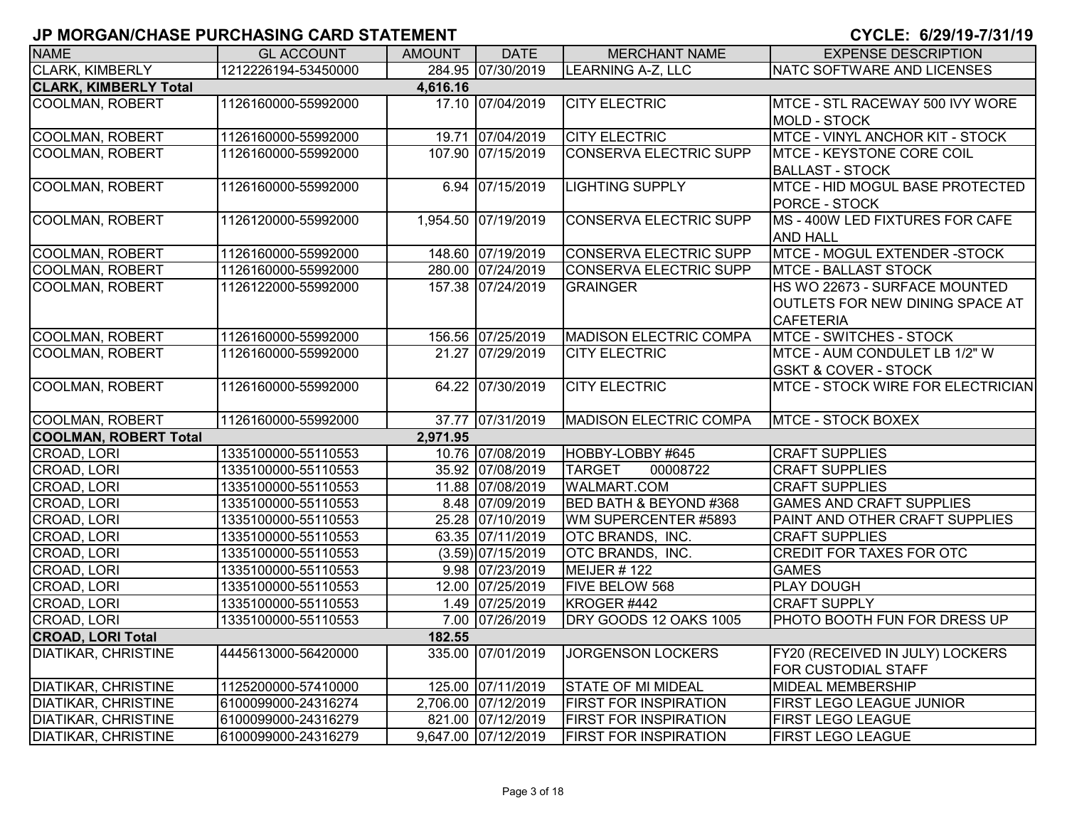# JP MORGAN/CHASE PURCHASING CARD STATEMENT

**CYCLE: 6/29/19-7/31/19**

| NAME | GL ACCOUNT | AMOUNT | DATE | MERCHANT NAME | EXPENSE DESCRIPTION |
|---|---|---|---|---|---|
| CLARK, KIMBERLY | 1212226194-53450000 | 284.95 | 07/30/2019 | LEARNING A-Z, LLC | NATC SOFTWARE AND LICENSES |
| **CLARK, KIMBERLY Total** | | **4,616.16** | | | |
| COOLMAN, ROBERT | 1126160000-55992000 | 17.10 | 07/04/2019 | CITY ELECTRIC | MTCE - STL RACEWAY 500 IVY WORE MOLD - STOCK |
| COOLMAN, ROBERT | 1126160000-55992000 | 19.71 | 07/04/2019 | CITY ELECTRIC | MTCE - VINYL ANCHOR KIT - STOCK |
| COOLMAN, ROBERT | 1126160000-55992000 | 107.90 | 07/15/2019 | CONSERVA ELECTRIC SUPP | MTCE - KEYSTONE CORE COIL BALLAST - STOCK |
| COOLMAN, ROBERT | 1126160000-55992000 | 6.94 | 07/15/2019 | LIGHTING SUPPLY | MTCE - HID MOGUL BASE PROTECTED PORCE - STOCK |
| COOLMAN, ROBERT | 1126120000-55992000 | 1,954.50 | 07/19/2019 | CONSERVA ELECTRIC SUPP | MS - 400W LED FIXTURES FOR CAFE AND HALL |
| COOLMAN, ROBERT | 1126160000-55992000 | 148.60 | 07/19/2019 | CONSERVA ELECTRIC SUPP | MTCE - MOGUL EXTENDER -STOCK |
| COOLMAN, ROBERT | 1126160000-55992000 | 280.00 | 07/24/2019 | CONSERVA ELECTRIC SUPP | MTCE - BALLAST STOCK |
| COOLMAN, ROBERT | 1126122000-55992000 | 157.38 | 07/24/2019 | GRAINGER | HS WO 22673 - SURFACE MOUNTED OUTLETS FOR NEW DINING SPACE AT CAFETERIA |
| COOLMAN, ROBERT | 1126160000-55992000 | 156.56 | 07/25/2019 | MADISON ELECTRIC COMPA | MTCE - SWITCHES - STOCK |
| COOLMAN, ROBERT | 1126160000-55992000 | 21.27 | 07/29/2019 | CITY ELECTRIC | MTCE - AUM CONDULET LB 1/2" W GSKT & COVER - STOCK |
| COOLMAN, ROBERT | 1126160000-55992000 | 64.22 | 07/30/2019 | CITY ELECTRIC | MTCE - STOCK WIRE FOR ELECTRICIAN |
| COOLMAN, ROBERT | 1126160000-55992000 | 37.77 | 07/31/2019 | MADISON ELECTRIC COMPA | MTCE - STOCK BOXEX |
| **COOLMAN, ROBERT Total** | | **2,971.95** | | | |
| CROAD, LORI | 1335100000-55110553 | 10.76 | 07/08/2019 | HOBBY-LOBBY #645 | CRAFT SUPPLIES |
| CROAD, LORI | 1335100000-55110553 | 35.92 | 07/08/2019 | TARGET 00008722 | CRAFT SUPPLIES |
| CROAD, LORI | 1335100000-55110553 | 11.88 | 07/08/2019 | WALMART.COM | CRAFT SUPPLIES |
| CROAD, LORI | 1335100000-55110553 | 8.48 | 07/09/2019 | BED BATH & BEYOND #368 | GAMES AND CRAFT SUPPLIES |
| CROAD, LORI | 1335100000-55110553 | 25.28 | 07/10/2019 | WM SUPERCENTER #5893 | PAINT AND OTHER CRAFT SUPPLIES |
| CROAD, LORI | 1335100000-55110553 | 63.35 | 07/11/2019 | OTC BRANDS, INC. | CRAFT SUPPLIES |
| CROAD, LORI | 1335100000-55110553 | (3.59) | 07/15/2019 | OTC BRANDS, INC. | CREDIT FOR TAXES FOR OTC |
| CROAD, LORI | 1335100000-55110553 | 9.98 | 07/23/2019 | MEIJER # 122 | GAMES |
| CROAD, LORI | 1335100000-55110553 | 12.00 | 07/25/2019 | FIVE BELOW 568 | PLAY DOUGH |
| CROAD, LORI | 1335100000-55110553 | 1.49 | 07/25/2019 | KROGER #442 | CRAFT SUPPLY |
| CROAD, LORI | 1335100000-55110553 | 7.00 | 07/26/2019 | DRY GOODS 12 OAKS 1005 | PHOTO BOOTH FUN FOR DRESS UP |
| **CROAD, LORI Total** | | **182.55** | | | |
| DIATIKAR, CHRISTINE | 4445613000-56420000 | 335.00 | 07/01/2019 | JORGENSON LOCKERS | FY20 (RECEIVED IN JULY) LOCKERS FOR CUSTODIAL STAFF |
| DIATIKAR, CHRISTINE | 1125200000-57410000 | 125.00 | 07/11/2019 | STATE OF MI MIDEAL | MIDEAL MEMBERSHIP |
| DIATIKAR, CHRISTINE | 6100099000-24316274 | 2,706.00 | 07/12/2019 | FIRST FOR INSPIRATION | FIRST LEGO LEAGUE JUNIOR |
| DIATIKAR, CHRISTINE | 6100099000-24316279 | 821.00 | 07/12/2019 | FIRST FOR INSPIRATION | FIRST LEGO LEAGUE |
| DIATIKAR, CHRISTINE | 6100099000-24316279 | 9,647.00 | 07/12/2019 | FIRST FOR INSPIRATION | FIRST LEGO LEAGUE |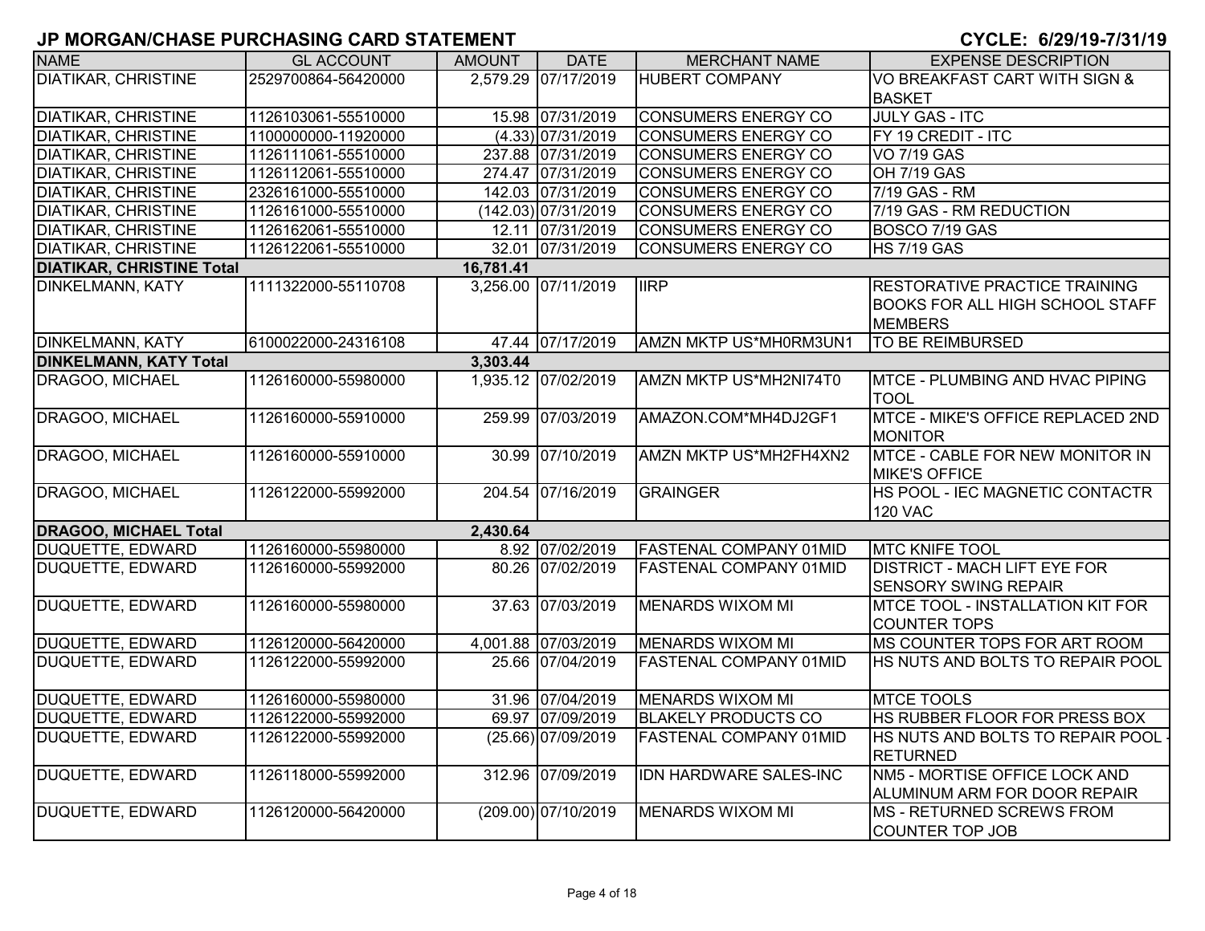# JP MORGAN/CHASE PURCHASING CARD STATEMENT

**CYCLE: 6/29/19-7/31/19**

| NAME | GL ACCOUNT | AMOUNT | DATE | MERCHANT NAME | EXPENSE DESCRIPTION |
|---|---|---|---|---|---|
| DIATIKAR, CHRISTINE | 2529700864-56420000 | 2,579.29 | 07/17/2019 | HUBERT COMPANY | VO BREAKFAST CART WITH SIGN & BASKET |
| DIATIKAR, CHRISTINE | 1126103061-55510000 | 15.98 | 07/31/2019 | CONSUMERS ENERGY CO | JULY GAS - ITC |
| DIATIKAR, CHRISTINE | 1100000000-11920000 | (4.33) | 07/31/2019 | CONSUMERS ENERGY CO | FY 19 CREDIT - ITC |
| DIATIKAR, CHRISTINE | 1126111061-55510000 | 237.88 | 07/31/2019 | CONSUMERS ENERGY CO | VO 7/19 GAS |
| DIATIKAR, CHRISTINE | 1126112061-55510000 | 274.47 | 07/31/2019 | CONSUMERS ENERGY CO | OH 7/19 GAS |
| DIATIKAR, CHRISTINE | 2326161000-55510000 | 142.03 | 07/31/2019 | CONSUMERS ENERGY CO | 7/19 GAS - RM |
| DIATIKAR, CHRISTINE | 1126161000-55510000 | (142.03) | 07/31/2019 | CONSUMERS ENERGY CO | 7/19 GAS - RM REDUCTION |
| DIATIKAR, CHRISTINE | 1126162061-55510000 | 12.11 | 07/31/2019 | CONSUMERS ENERGY CO | BOSCO 7/19 GAS |
| DIATIKAR, CHRISTINE | 1126122061-55510000 | 32.01 | 07/31/2019 | CONSUMERS ENERGY CO | HS 7/19 GAS |
| **DIATIKAR, CHRISTINE Total** | | **16,781.41** | | | |
| DINKELMANN, KATY | 1111322000-55110708 | 3,256.00 | 07/11/2019 | IIRP | RESTORATIVE PRACTICE TRAINING BOOKS FOR ALL HIGH SCHOOL STAFF MEMBERS |
| DINKELMANN, KATY | 6100022000-24316108 | 47.44 | 07/17/2019 | AMZN MKTP US*MH0RM3UN1 | TO BE REIMBURSED |
| **DINKELMANN, KATY Total** | | **3,303.44** | | | |
| DRAGOO, MICHAEL | 1126160000-55980000 | 1,935.12 | 07/02/2019 | AMZN MKTP US*MH2NI74T0 | MTCE - PLUMBING AND HVAC PIPING TOOL |
| DRAGOO, MICHAEL | 1126160000-55910000 | 259.99 | 07/03/2019 | AMAZON.COM*MH4DJ2GF1 | MTCE - MIKE'S OFFICE REPLACED 2ND MONITOR |
| DRAGOO, MICHAEL | 1126160000-55910000 | 30.99 | 07/10/2019 | AMZN MKTP US*MH2FH4XN2 | MTCE - CABLE FOR NEW MONITOR IN MIKE'S OFFICE |
| DRAGOO, MICHAEL | 1126122000-55992000 | 204.54 | 07/16/2019 | GRAINGER | HS POOL - IEC MAGNETIC CONTACTR 120 VAC |
| **DRAGOO, MICHAEL Total** | | **2,430.64** | | | |
| DUQUETTE, EDWARD | 1126160000-55980000 | 8.92 | 07/02/2019 | FASTENAL COMPANY 01MID | MTC KNIFE TOOL |
| DUQUETTE, EDWARD | 1126160000-55992000 | 80.26 | 07/02/2019 | FASTENAL COMPANY 01MID | DISTRICT - MACH LIFT EYE FOR SENSORY SWING REPAIR |
| DUQUETTE, EDWARD | 1126160000-55980000 | 37.63 | 07/03/2019 | MENARDS WIXOM MI | MTCE TOOL - INSTALLATION KIT FOR COUNTER TOPS |
| DUQUETTE, EDWARD | 1126120000-56420000 | 4,001.88 | 07/03/2019 | MENARDS WIXOM MI | MS COUNTER TOPS FOR ART ROOM |
| DUQUETTE, EDWARD | 1126122000-55992000 | 25.66 | 07/04/2019 | FASTENAL COMPANY 01MID | HS NUTS AND BOLTS TO REPAIR POOL |
| DUQUETTE, EDWARD | 1126160000-55980000 | 31.96 | 07/04/2019 | MENARDS WIXOM MI | MTCE TOOLS |
| DUQUETTE, EDWARD | 1126122000-55992000 | 69.97 | 07/09/2019 | BLAKELY PRODUCTS CO | HS RUBBER FLOOR FOR PRESS BOX |
| DUQUETTE, EDWARD | 1126122000-55992000 | (25.66) | 07/09/2019 | FASTENAL COMPANY 01MID | HS NUTS AND BOLTS TO REPAIR POOL - RETURNED |
| DUQUETTE, EDWARD | 1126118000-55992000 | 312.96 | 07/09/2019 | IDN HARDWARE SALES-INC | NM5 - MORTISE OFFICE LOCK AND ALUMINUM ARM FOR DOOR REPAIR |
| DUQUETTE, EDWARD | 1126120000-56420000 | (209.00) | 07/10/2019 | MENARDS WIXOM MI | MS - RETURNED SCREWS FROM COUNTER TOP JOB |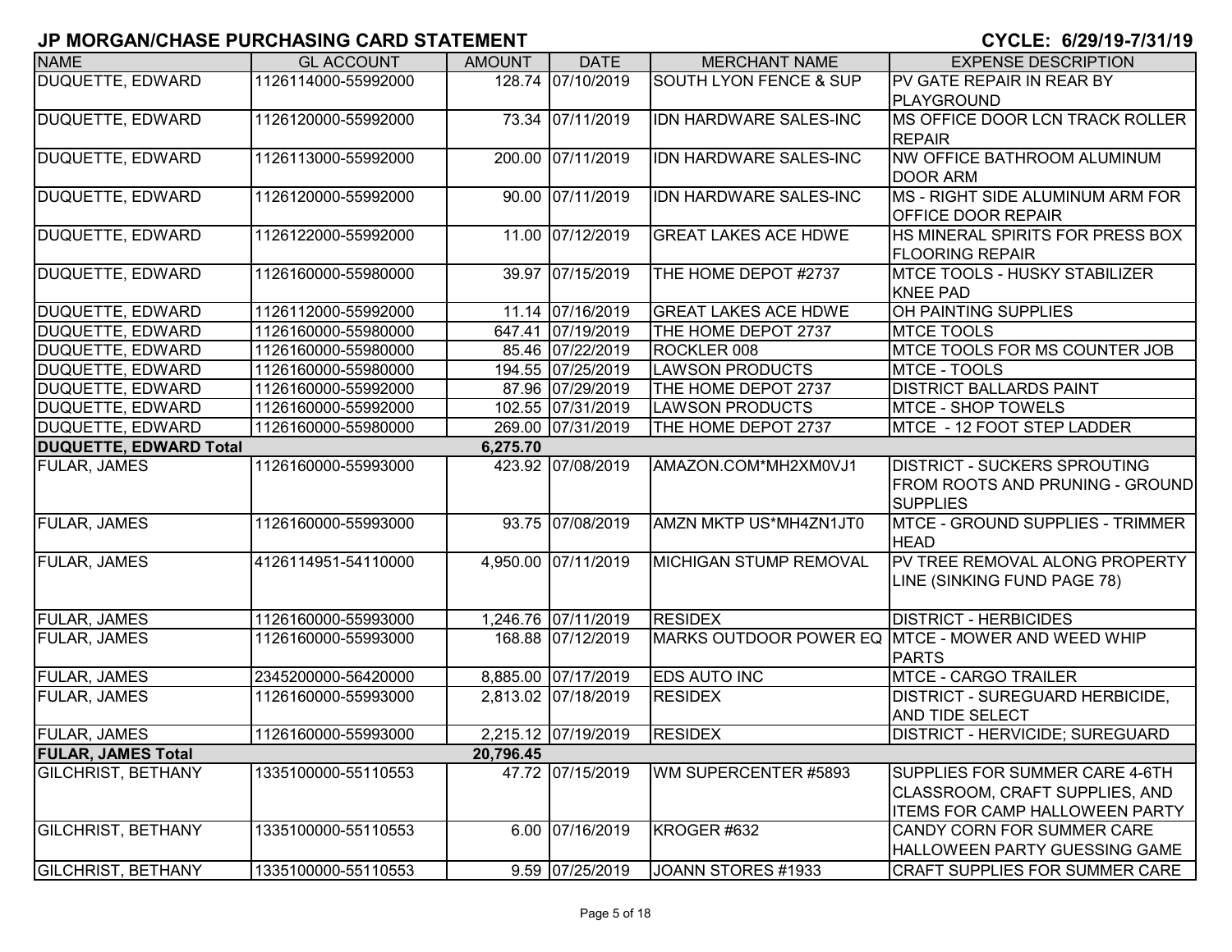# JP MORGAN/CHASE PURCHASING CARD STATEMENT

**CYCLE: 6/29/19-7/31/19**

| NAME | GL ACCOUNT | AMOUNT | DATE | MERCHANT NAME | EXPENSE DESCRIPTION |
|---|---|---|---|---|---|
| DUQUETTE, EDWARD | 1126114000-55992000 | 128.74 | 07/10/2019 | SOUTH LYON FENCE & SUP | PV GATE REPAIR IN REAR BY PLAYGROUND |
| DUQUETTE, EDWARD | 1126120000-55992000 | 73.34 | 07/11/2019 | IDN HARDWARE SALES-INC | MS OFFICE DOOR LCN TRACK ROLLER REPAIR |
| DUQUETTE, EDWARD | 1126113000-55992000 | 200.00 | 07/11/2019 | IDN HARDWARE SALES-INC | NW OFFICE BATHROOM ALUMINUM DOOR ARM |
| DUQUETTE, EDWARD | 1126120000-55992000 | 90.00 | 07/11/2019 | IDN HARDWARE SALES-INC | MS - RIGHT SIDE ALUMINUM ARM FOR OFFICE DOOR REPAIR |
| DUQUETTE, EDWARD | 1126122000-55992000 | 11.00 | 07/12/2019 | GREAT LAKES ACE HDWE | HS MINERAL SPIRITS FOR PRESS BOX FLOORING REPAIR |
| DUQUETTE, EDWARD | 1126160000-55980000 | 39.97 | 07/15/2019 | THE HOME DEPOT #2737 | MTCE TOOLS - HUSKY STABILIZER KNEE PAD |
| DUQUETTE, EDWARD | 1126112000-55992000 | 11.14 | 07/16/2019 | GREAT LAKES ACE HDWE | OH PAINTING SUPPLIES |
| DUQUETTE, EDWARD | 1126160000-55980000 | 647.41 | 07/19/2019 | THE HOME DEPOT 2737 | MTCE TOOLS |
| DUQUETTE, EDWARD | 1126160000-55980000 | 85.46 | 07/22/2019 | ROCKLER 008 | MTCE TOOLS FOR MS COUNTER JOB |
| DUQUETTE, EDWARD | 1126160000-55980000 | 194.55 | 07/25/2019 | LAWSON PRODUCTS | MTCE - TOOLS |
| DUQUETTE, EDWARD | 1126160000-55992000 | 87.96 | 07/29/2019 | THE HOME DEPOT 2737 | DISTRICT BALLARDS PAINT |
| DUQUETTE, EDWARD | 1126160000-55992000 | 102.55 | 07/31/2019 | LAWSON PRODUCTS | MTCE - SHOP TOWELS |
| DUQUETTE, EDWARD | 1126160000-55980000 | 269.00 | 07/31/2019 | THE HOME DEPOT 2737 | MTCE - 12 FOOT STEP LADDER |
| **DUQUETTE, EDWARD Total** | | **6,275.70** | | | |
| FULAR, JAMES | 1126160000-55993000 | 423.92 | 07/08/2019 | AMAZON.COM*MH2XM0VJ1 | DISTRICT - SUCKERS SPROUTING FROM ROOTS AND PRUNING - GROUND SUPPLIES |
| FULAR, JAMES | 1126160000-55993000 | 93.75 | 07/08/2019 | AMZN MKTP US*MH4ZN1JT0 | MTCE - GROUND SUPPLIES - TRIMMER HEAD |
| FULAR, JAMES | 4126114951-54110000 | 4,950.00 | 07/11/2019 | MICHIGAN STUMP REMOVAL | PV TREE REMOVAL ALONG PROPERTY LINE (SINKING FUND PAGE 78) |
| FULAR, JAMES | 1126160000-55993000 | 1,246.76 | 07/11/2019 | RESIDEX | DISTRICT - HERBICIDES |
| FULAR, JAMES | 1126160000-55993000 | 168.88 | 07/12/2019 | MARKS OUTDOOR POWER EQ | MTCE - MOWER AND WEED WHIP PARTS |
| FULAR, JAMES | 2345200000-56420000 | 8,885.00 | 07/17/2019 | EDS AUTO INC | MTCE - CARGO TRAILER |
| FULAR, JAMES | 1126160000-55993000 | 2,813.02 | 07/18/2019 | RESIDEX | DISTRICT - SUREGUARD HERBICIDE, AND TIDE SELECT |
| FULAR, JAMES | 1126160000-55993000 | 2,215.12 | 07/19/2019 | RESIDEX | DISTRICT - HERVICIDE; SUREGUARD |
| **FULAR, JAMES Total** | | **20,796.45** | | | |
| GILCHRIST, BETHANY | 1335100000-55110553 | 47.72 | 07/15/2019 | WM SUPERCENTER #5893 | SUPPLIES FOR SUMMER CARE 4-6TH CLASSROOM, CRAFT SUPPLIES, AND ITEMS FOR CAMP HALLOWEEN PARTY |
| GILCHRIST, BETHANY | 1335100000-55110553 | 6.00 | 07/16/2019 | KROGER #632 | CANDY CORN FOR SUMMER CARE HALLOWEEN PARTY GUESSING GAME |
| GILCHRIST, BETHANY | 1335100000-55110553 | 9.59 | 07/25/2019 | JOANN STORES #1933 | CRAFT SUPPLIES FOR SUMMER CARE |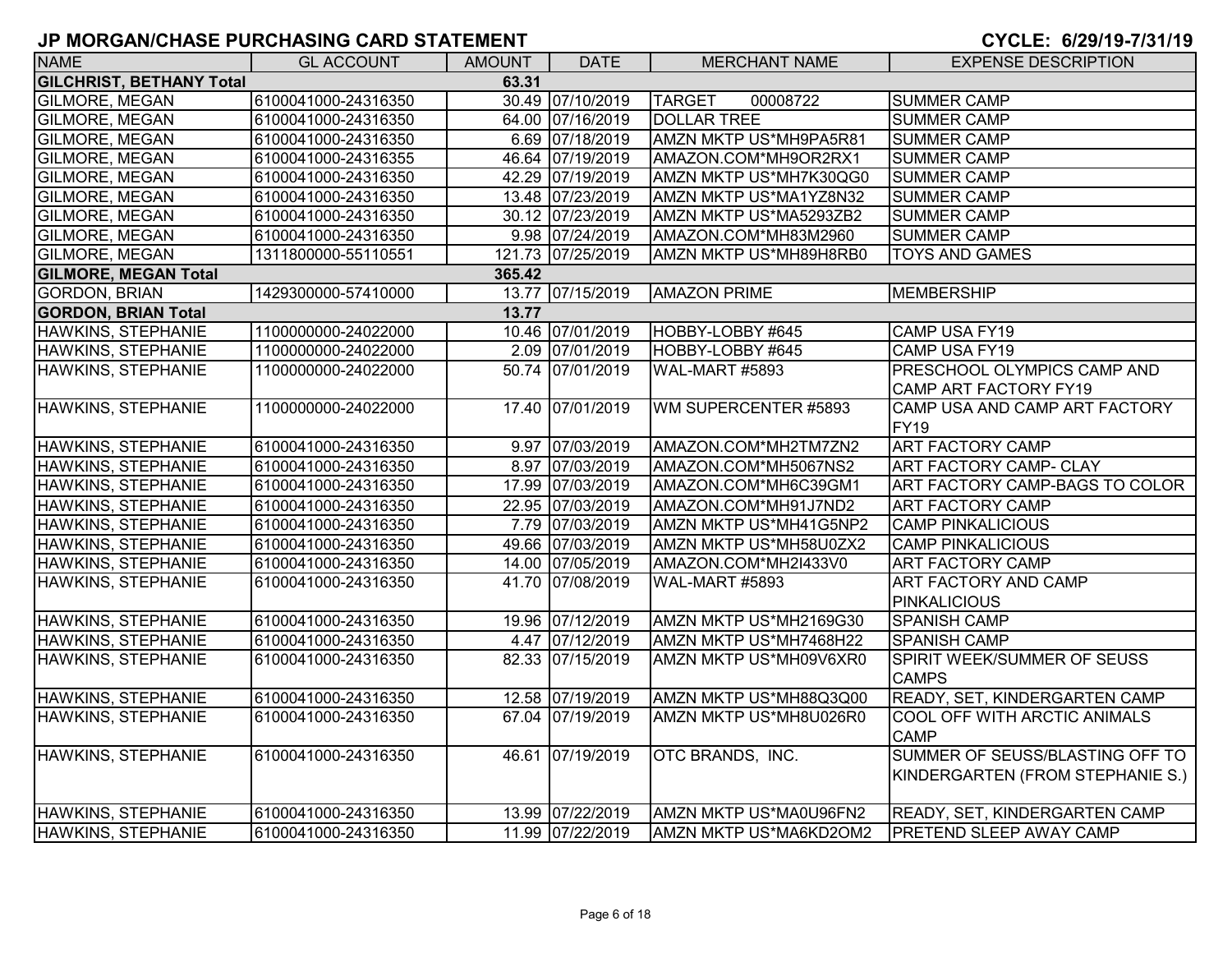## JP MORGAN/CHASE PURCHASING CARD STATEMENT

**CYCLE: 6/29/19-7/31/19**

| NAME | GL ACCOUNT | AMOUNT | DATE | MERCHANT NAME | EXPENSE DESCRIPTION |
|---|---|---|---|---|---|
| **GILCHRIST, BETHANY Total** | | **63.31** | | | |
| GILMORE, MEGAN | 6100041000-24316350 | 30.49 | 07/10/2019 | TARGET 00008722 | SUMMER CAMP |
| GILMORE, MEGAN | 6100041000-24316350 | 64.00 | 07/16/2019 | DOLLAR TREE | SUMMER CAMP |
| GILMORE, MEGAN | 6100041000-24316350 | 6.69 | 07/18/2019 | AMZN MKTP US*MH9PA5R81 | SUMMER CAMP |
| GILMORE, MEGAN | 6100041000-24316355 | 46.64 | 07/19/2019 | AMAZON.COM*MH9OR2RX1 | SUMMER CAMP |
| GILMORE, MEGAN | 6100041000-24316350 | 42.29 | 07/19/2019 | AMZN MKTP US*MH7K30QG0 | SUMMER CAMP |
| GILMORE, MEGAN | 6100041000-24316350 | 13.48 | 07/23/2019 | AMZN MKTP US*MA1YZ8N32 | SUMMER CAMP |
| GILMORE, MEGAN | 6100041000-24316350 | 30.12 | 07/23/2019 | AMZN MKTP US*MA5293ZB2 | SUMMER CAMP |
| GILMORE, MEGAN | 6100041000-24316350 | 9.98 | 07/24/2019 | AMAZON.COM*MH83M2960 | SUMMER CAMP |
| GILMORE, MEGAN | 1311800000-55110551 | 121.73 | 07/25/2019 | AMZN MKTP US*MH89H8RB0 | TOYS AND GAMES |
| **GILMORE, MEGAN Total** | | **365.42** | | | |
| GORDON, BRIAN | 1429300000-57410000 | 13.77 | 07/15/2019 | AMAZON PRIME | MEMBERSHIP |
| **GORDON, BRIAN Total** | | **13.77** | | | |
| HAWKINS, STEPHANIE | 1100000000-24022000 | 10.46 | 07/01/2019 | HOBBY-LOBBY #645 | CAMP USA FY19 |
| HAWKINS, STEPHANIE | 1100000000-24022000 | 2.09 | 07/01/2019 | HOBBY-LOBBY #645 | CAMP USA FY19 |
| HAWKINS, STEPHANIE | 1100000000-24022000 | 50.74 | 07/01/2019 | WAL-MART #5893 | PRESCHOOL OLYMPICS CAMP AND CAMP ART FACTORY FY19 |
| HAWKINS, STEPHANIE | 1100000000-24022000 | 17.40 | 07/01/2019 | WM SUPERCENTER #5893 | CAMP USA AND CAMP ART FACTORY FY19 |
| HAWKINS, STEPHANIE | 6100041000-24316350 | 9.97 | 07/03/2019 | AMAZON.COM*MH2TM7ZN2 | ART FACTORY CAMP |
| HAWKINS, STEPHANIE | 6100041000-24316350 | 8.97 | 07/03/2019 | AMAZON.COM*MH5067NS2 | ART FACTORY CAMP- CLAY |
| HAWKINS, STEPHANIE | 6100041000-24316350 | 17.99 | 07/03/2019 | AMAZON.COM*MH6C39GM1 | ART FACTORY CAMP-BAGS TO COLOR |
| HAWKINS, STEPHANIE | 6100041000-24316350 | 22.95 | 07/03/2019 | AMAZON.COM*MH91J7ND2 | ART FACTORY CAMP |
| HAWKINS, STEPHANIE | 6100041000-24316350 | 7.79 | 07/03/2019 | AMZN MKTP US*MH41G5NP2 | CAMP PINKALICIOUS |
| HAWKINS, STEPHANIE | 6100041000-24316350 | 49.66 | 07/03/2019 | AMZN MKTP US*MH58U0ZX2 | CAMP PINKALICIOUS |
| HAWKINS, STEPHANIE | 6100041000-24316350 | 14.00 | 07/05/2019 | AMAZON.COM*MH2I433V0 | ART FACTORY CAMP |
| HAWKINS, STEPHANIE | 6100041000-24316350 | 41.70 | 07/08/2019 | WAL-MART #5893 | ART FACTORY AND CAMP PINKALICIOUS |
| HAWKINS, STEPHANIE | 6100041000-24316350 | 19.96 | 07/12/2019 | AMZN MKTP US*MH2169G30 | SPANISH CAMP |
| HAWKINS, STEPHANIE | 6100041000-24316350 | 4.47 | 07/12/2019 | AMZN MKTP US*MH7468H22 | SPANISH CAMP |
| HAWKINS, STEPHANIE | 6100041000-24316350 | 82.33 | 07/15/2019 | AMZN MKTP US*MH09V6XR0 | SPIRIT WEEK/SUMMER OF SEUSS CAMPS |
| HAWKINS, STEPHANIE | 6100041000-24316350 | 12.58 | 07/19/2019 | AMZN MKTP US*MH88Q3Q00 | READY, SET, KINDERGARTEN CAMP |
| HAWKINS, STEPHANIE | 6100041000-24316350 | 67.04 | 07/19/2019 | AMZN MKTP US*MH8U026R0 | COOL OFF WITH ARCTIC ANIMALS CAMP |
| HAWKINS, STEPHANIE | 6100041000-24316350 | 46.61 | 07/19/2019 | OTC BRANDS, INC. | SUMMER OF SEUSS/BLASTING OFF TO KINDERGARTEN (FROM STEPHANIE S.) |
| HAWKINS, STEPHANIE | 6100041000-24316350 | 13.99 | 07/22/2019 | AMZN MKTP US*MA0U96FN2 | READY, SET, KINDERGARTEN CAMP |
| HAWKINS, STEPHANIE | 6100041000-24316350 | 11.99 | 07/22/2019 | AMZN MKTP US*MA6KD2OM2 | PRETEND SLEEP AWAY CAMP |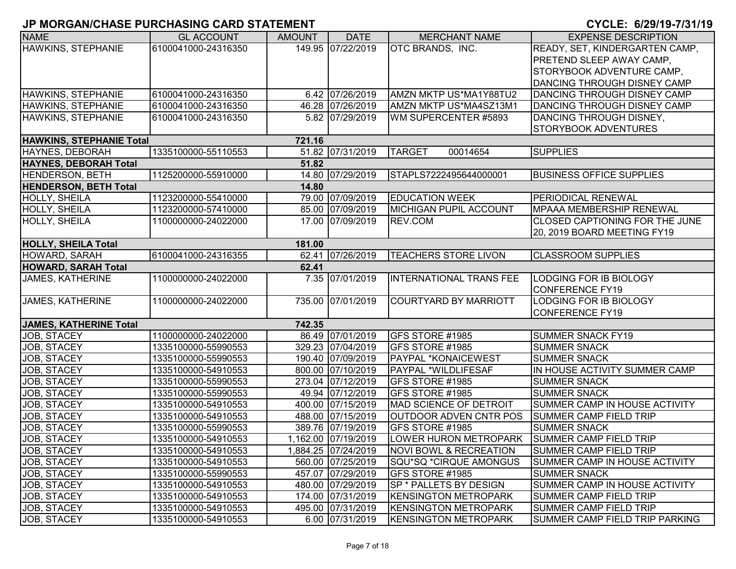## JP MORGAN/CHASE PURCHASING CARD STATEMENT

## CYCLE: 6/29/19-7/31/19

| NAME | GL ACCOUNT | AMOUNT | DATE | MERCHANT NAME | EXPENSE DESCRIPTION |
|---|---|---|---|---|---|
| HAWKINS, STEPHANIE | 6100041000-24316350 | 149.95 | 07/22/2019 | OTC BRANDS, INC. | READY, SET, KINDERGARTEN CAMP, PRETEND SLEEP AWAY CAMP, STORYBOOK ADVENTURE CAMP, DANCING THROUGH DISNEY CAMP |
| HAWKINS, STEPHANIE | 6100041000-24316350 | 6.42 | 07/26/2019 | AMZN MKTP US*MA1Y88TU2 | DANCING THROUGH DISNEY CAMP |
| HAWKINS, STEPHANIE | 6100041000-24316350 | 46.28 | 07/26/2019 | AMZN MKTP US*MA4SZ13M1 | DANCING THROUGH DISNEY CAMP |
| HAWKINS, STEPHANIE | 6100041000-24316350 | 5.82 | 07/29/2019 | WM SUPERCENTER #5893 | DANCING THROUGH DISNEY, STORYBOOK ADVENTURES |
| **HAWKINS, STEPHANIE Total** | | **721.16** | | | |
| HAYNES, DEBORAH | 1335100000-55110553 | 51.82 | 07/31/2019 | TARGET 00014654 | SUPPLIES |
| **HAYNES, DEBORAH Total** | | **51.82** | | | |
| HENDERSON, BETH | 1125200000-55910000 | 14.80 | 07/29/2019 | STAPLS7222495644000001 | BUSINESS OFFICE SUPPLIES |
| **HENDERSON, BETH Total** | | **14.80** | | | |
| HOLLY, SHEILA | 1123200000-55410000 | 79.00 | 07/09/2019 | EDUCATION WEEK | PERIODICAL RENEWAL |
| HOLLY, SHEILA | 1123200000-57410000 | 85.00 | 07/09/2019 | MICHIGAN PUPIL ACCOUNT | MPAAA MEMBERSHIP RENEWAL |
| HOLLY, SHEILA | 1100000000-24022000 | 17.00 | 07/09/2019 | REV.COM | CLOSED CAPTIONING FOR THE JUNE 20, 2019 BOARD MEETING FY19 |
| **HOLLY, SHEILA Total** | | **181.00** | | | |
| HOWARD, SARAH | 6100041000-24316355 | 62.41 | 07/26/2019 | TEACHERS STORE LIVON | CLASSROOM SUPPLIES |
| **HOWARD, SARAH Total** | | **62.41** | | | |
| JAMES, KATHERINE | 1100000000-24022000 | 7.35 | 07/01/2019 | INTERNATIONAL TRANS FEE | LODGING FOR IB BIOLOGY CONFERENCE FY19 |
| JAMES, KATHERINE | 1100000000-24022000 | 735.00 | 07/01/2019 | COURTYARD BY MARRIOTT | LODGING FOR IB BIOLOGY CONFERENCE FY19 |
| **JAMES, KATHERINE Total** | | **742.35** | | | |
| JOB, STACEY | 1100000000-24022000 | 86.49 | 07/01/2019 | GFS STORE #1985 | SUMMER SNACK FY19 |
| JOB, STACEY | 1335100000-55990553 | 329.23 | 07/04/2019 | GFS STORE #1985 | SUMMER SNACK |
| JOB, STACEY | 1335100000-55990553 | 190.40 | 07/09/2019 | PAYPAL *KONAICEWEST | SUMMER SNACK |
| JOB, STACEY | 1335100000-54910553 | 800.00 | 07/10/2019 | PAYPAL *WILDLIFESAF | IN HOUSE ACTIVITY SUMMER CAMP |
| JOB, STACEY | 1335100000-55990553 | 273.04 | 07/12/2019 | GFS STORE #1985 | SUMMER SNACK |
| JOB, STACEY | 1335100000-55990553 | 49.94 | 07/12/2019 | GFS STORE #1985 | SUMMER SNACK |
| JOB, STACEY | 1335100000-54910553 | 400.00 | 07/15/2019 | MAD SCIENCE OF DETROIT | SUMMER CAMP IN HOUSE ACTIVITY |
| JOB, STACEY | 1335100000-54910553 | 488.00 | 07/15/2019 | OUTDOOR ADVEN CNTR POS | SUMMER CAMP FIELD TRIP |
| JOB, STACEY | 1335100000-55990553 | 389.76 | 07/19/2019 | GFS STORE #1985 | SUMMER SNACK |
| JOB, STACEY | 1335100000-54910553 | 1,162.00 | 07/19/2019 | LOWER HURON METROPARK | SUMMER CAMP FIELD TRIP |
| JOB, STACEY | 1335100000-54910553 | 1,884.25 | 07/24/2019 | NOVI BOWL & RECREATION | SUMMER CAMP FIELD TRIP |
| JOB, STACEY | 1335100000-54910553 | 560.00 | 07/25/2019 | SQU*SQ *CIRQUE AMONGUS | SUMMER CAMP IN HOUSE ACTIVITY |
| JOB, STACEY | 1335100000-55990553 | 457.07 | 07/29/2019 | GFS STORE #1985 | SUMMER SNACK |
| JOB, STACEY | 1335100000-54910553 | 480.00 | 07/29/2019 | SP * PALLETS BY DESIGN | SUMMER CAMP IN HOUSE ACTIVITY |
| JOB, STACEY | 1335100000-54910553 | 174.00 | 07/31/2019 | KENSINGTON METROPARK | SUMMER CAMP FIELD TRIP |
| JOB, STACEY | 1335100000-54910553 | 495.00 | 07/31/2019 | KENSINGTON METROPARK | SUMMER CAMP FIELD TRIP |
| JOB, STACEY | 1335100000-54910553 | 6.00 | 07/31/2019 | KENSINGTON METROPARK | SUMMER CAMP FIELD TRIP PARKING |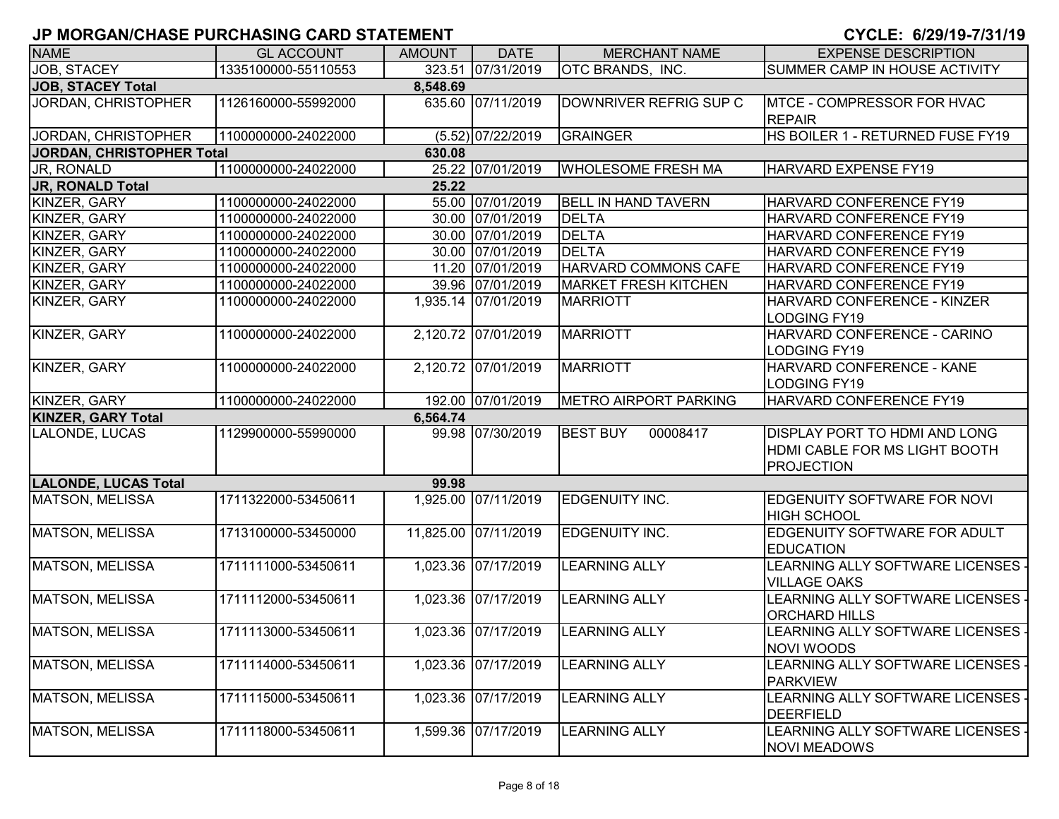# JP MORGAN/CHASE PURCHASING CARD STATEMENT

**CYCLE: 6/29/19-7/31/19**

| NAME | GL ACCOUNT | AMOUNT | DATE | MERCHANT NAME | EXPENSE DESCRIPTION |
|---|---|---|---|---|---|
| JOB, STACEY | 1335100000-55110553 | 323.51 | 07/31/2019 | OTC BRANDS, INC. | SUMMER CAMP IN HOUSE ACTIVITY |
| **JOB, STACEY Total** | | **8,548.69** | | | |
| JORDAN, CHRISTOPHER | 1126160000-55992000 | 635.60 | 07/11/2019 | DOWNRIVER REFRIG SUP C | MTCE - COMPRESSOR FOR HVAC REPAIR |
| JORDAN, CHRISTOPHER | 1100000000-24022000 | (5.52) | 07/22/2019 | GRAINGER | HS BOILER 1 - RETURNED FUSE FY19 |
| **JORDAN, CHRISTOPHER Total** | | **630.08** | | | |
| JR, RONALD | 1100000000-24022000 | 25.22 | 07/01/2019 | WHOLESOME FRESH MA | HARVARD EXPENSE FY19 |
| **JR, RONALD Total** | | **25.22** | | | |
| KINZER, GARY | 1100000000-24022000 | 55.00 | 07/01/2019 | BELL IN HAND TAVERN | HARVARD CONFERENCE FY19 |
| KINZER, GARY | 1100000000-24022000 | 30.00 | 07/01/2019 | DELTA | HARVARD CONFERENCE FY19 |
| KINZER, GARY | 1100000000-24022000 | 30.00 | 07/01/2019 | DELTA | HARVARD CONFERENCE FY19 |
| KINZER, GARY | 1100000000-24022000 | 30.00 | 07/01/2019 | DELTA | HARVARD CONFERENCE FY19 |
| KINZER, GARY | 1100000000-24022000 | 11.20 | 07/01/2019 | HARVARD COMMONS CAFE | HARVARD CONFERENCE FY19 |
| KINZER, GARY | 1100000000-24022000 | 39.96 | 07/01/2019 | MARKET FRESH KITCHEN | HARVARD CONFERENCE FY19 |
| KINZER, GARY | 1100000000-24022000 | 1,935.14 | 07/01/2019 | MARRIOTT | HARVARD CONFERENCE - KINZER LODGING FY19 |
| KINZER, GARY | 1100000000-24022000 | 2,120.72 | 07/01/2019 | MARRIOTT | HARVARD CONFERENCE - CARINO LODGING FY19 |
| KINZER, GARY | 1100000000-24022000 | 2,120.72 | 07/01/2019 | MARRIOTT | HARVARD CONFERENCE - KANE LODGING FY19 |
| KINZER, GARY | 1100000000-24022000 | 192.00 | 07/01/2019 | METRO AIRPORT PARKING | HARVARD CONFERENCE FY19 |
| **KINZER, GARY Total** | | **6,564.74** | | | |
| LALONDE, LUCAS | 1129900000-55990000 | 99.98 | 07/30/2019 | BEST BUY 00008417 | DISPLAY PORT TO HDMI AND LONG HDMI CABLE FOR MS LIGHT BOOTH PROJECTION |
| **LALONDE, LUCAS Total** | | **99.98** | | | |
| MATSON, MELISSA | 1711322000-53450611 | 1,925.00 | 07/11/2019 | EDGENUITY INC. | EDGENUITY SOFTWARE FOR NOVI HIGH SCHOOL |
| MATSON, MELISSA | 1713100000-53450000 | 11,825.00 | 07/11/2019 | EDGENUITY INC. | EDGENUITY SOFTWARE FOR ADULT EDUCATION |
| MATSON, MELISSA | 1711111000-53450611 | 1,023.36 | 07/17/2019 | LEARNING ALLY | LEARNING ALLY SOFTWARE LICENSES - VILLAGE OAKS |
| MATSON, MELISSA | 1711112000-53450611 | 1,023.36 | 07/17/2019 | LEARNING ALLY | LEARNING ALLY SOFTWARE LICENSES - ORCHARD HILLS |
| MATSON, MELISSA | 1711113000-53450611 | 1,023.36 | 07/17/2019 | LEARNING ALLY | LEARNING ALLY SOFTWARE LICENSES - NOVI WOODS |
| MATSON, MELISSA | 1711114000-53450611 | 1,023.36 | 07/17/2019 | LEARNING ALLY | LEARNING ALLY SOFTWARE LICENSES - PARKVIEW |
| MATSON, MELISSA | 1711115000-53450611 | 1,023.36 | 07/17/2019 | LEARNING ALLY | LEARNING ALLY SOFTWARE LICENSES - DEERFIELD |
| MATSON, MELISSA | 1711118000-53450611 | 1,599.36 | 07/17/2019 | LEARNING ALLY | LEARNING ALLY SOFTWARE LICENSES - NOVI MEADOWS |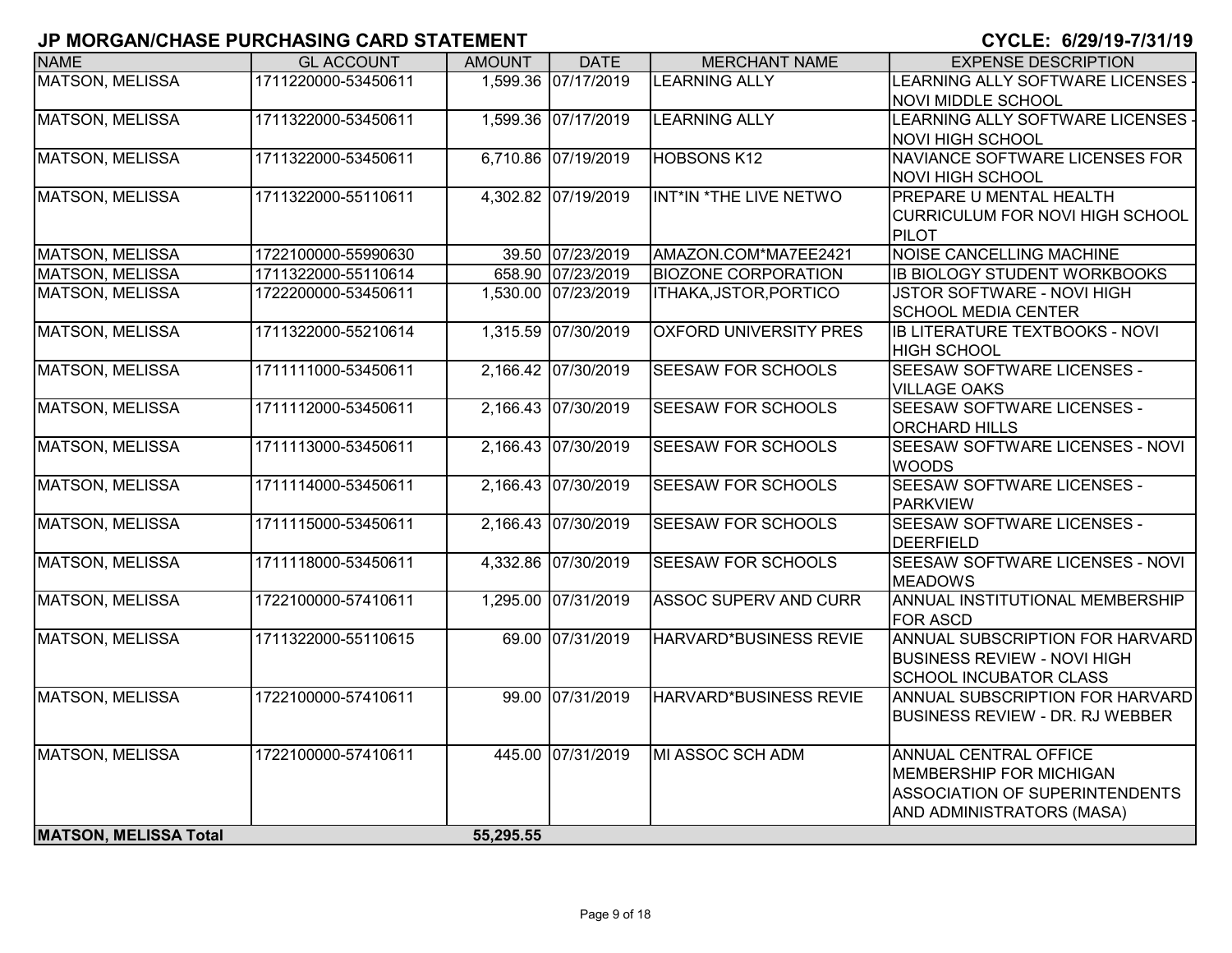# JP MORGAN/CHASE PURCHASING CARD STATEMENT

**CYCLE: 6/29/19-7/31/19**

| NAME | GL ACCOUNT | AMOUNT | DATE | MERCHANT NAME | EXPENSE DESCRIPTION |
|---|---|---|---|---|---|
| MATSON, MELISSA | 1711220000-53450611 | 1,599.36 | 07/17/2019 | LEARNING ALLY | LEARNING ALLY SOFTWARE LICENSES - NOVI MIDDLE SCHOOL |
| MATSON, MELISSA | 1711322000-53450611 | 1,599.36 | 07/17/2019 | LEARNING ALLY | LEARNING ALLY SOFTWARE LICENSES - NOVI HIGH SCHOOL |
| MATSON, MELISSA | 1711322000-53450611 | 6,710.86 | 07/19/2019 | HOBSONS K12 | NAVIANCE SOFTWARE LICENSES FOR NOVI HIGH SCHOOL |
| MATSON, MELISSA | 1711322000-55110611 | 4,302.82 | 07/19/2019 | INT*IN *THE LIVE NETWO | PREPARE U MENTAL HEALTH CURRICULUM FOR NOVI HIGH SCHOOL PILOT |
| MATSON, MELISSA | 1722100000-55990630 | 39.50 | 07/23/2019 | AMAZON.COM*MA7EE2421 | NOISE CANCELLING MACHINE |
| MATSON, MELISSA | 1711322000-55110614 | 658.90 | 07/23/2019 | BIOZONE CORPORATION | IB BIOLOGY STUDENT WORKBOOKS |
| MATSON, MELISSA | 1722200000-53450611 | 1,530.00 | 07/23/2019 | ITHAKA,JSTOR,PORTICO | JSTOR SOFTWARE - NOVI HIGH SCHOOL MEDIA CENTER |
| MATSON, MELISSA | 1711322000-55210614 | 1,315.59 | 07/30/2019 | OXFORD UNIVERSITY PRES | IB LITERATURE TEXTBOOKS - NOVI HIGH SCHOOL |
| MATSON, MELISSA | 1711111000-53450611 | 2,166.42 | 07/30/2019 | SEESAW FOR SCHOOLS | SEESAW SOFTWARE LICENSES - VILLAGE OAKS |
| MATSON, MELISSA | 1711112000-53450611 | 2,166.43 | 07/30/2019 | SEESAW FOR SCHOOLS | SEESAW SOFTWARE LICENSES - ORCHARD HILLS |
| MATSON, MELISSA | 1711113000-53450611 | 2,166.43 | 07/30/2019 | SEESAW FOR SCHOOLS | SEESAW SOFTWARE LICENSES - NOVI WOODS |
| MATSON, MELISSA | 1711114000-53450611 | 2,166.43 | 07/30/2019 | SEESAW FOR SCHOOLS | SEESAW SOFTWARE LICENSES - PARKVIEW |
| MATSON, MELISSA | 1711115000-53450611 | 2,166.43 | 07/30/2019 | SEESAW FOR SCHOOLS | SEESAW SOFTWARE LICENSES - DEERFIELD |
| MATSON, MELISSA | 1711118000-53450611 | 4,332.86 | 07/30/2019 | SEESAW FOR SCHOOLS | SEESAW SOFTWARE LICENSES - NOVI MEADOWS |
| MATSON, MELISSA | 1722100000-57410611 | 1,295.00 | 07/31/2019 | ASSOC SUPERV AND CURR | ANNUAL INSTITUTIONAL MEMBERSHIP FOR ASCD |
| MATSON, MELISSA | 1711322000-55110615 | 69.00 | 07/31/2019 | HARVARD*BUSINESS REVIE | ANNUAL SUBSCRIPTION FOR HARVARD BUSINESS REVIEW - NOVI HIGH SCHOOL INCUBATOR CLASS |
| MATSON, MELISSA | 1722100000-57410611 | 99.00 | 07/31/2019 | HARVARD*BUSINESS REVIE | ANNUAL SUBSCRIPTION FOR HARVARD BUSINESS REVIEW - DR. RJ WEBBER |
| MATSON, MELISSA | 1722100000-57410611 | 445.00 | 07/31/2019 | MI ASSOC SCH ADM | ANNUAL CENTRAL OFFICE MEMBERSHIP FOR MICHIGAN ASSOCIATION OF SUPERINTENDENTS AND ADMINISTRATORS (MASA) |
| **MATSON, MELISSA Total** | | **55,295.55** | | | |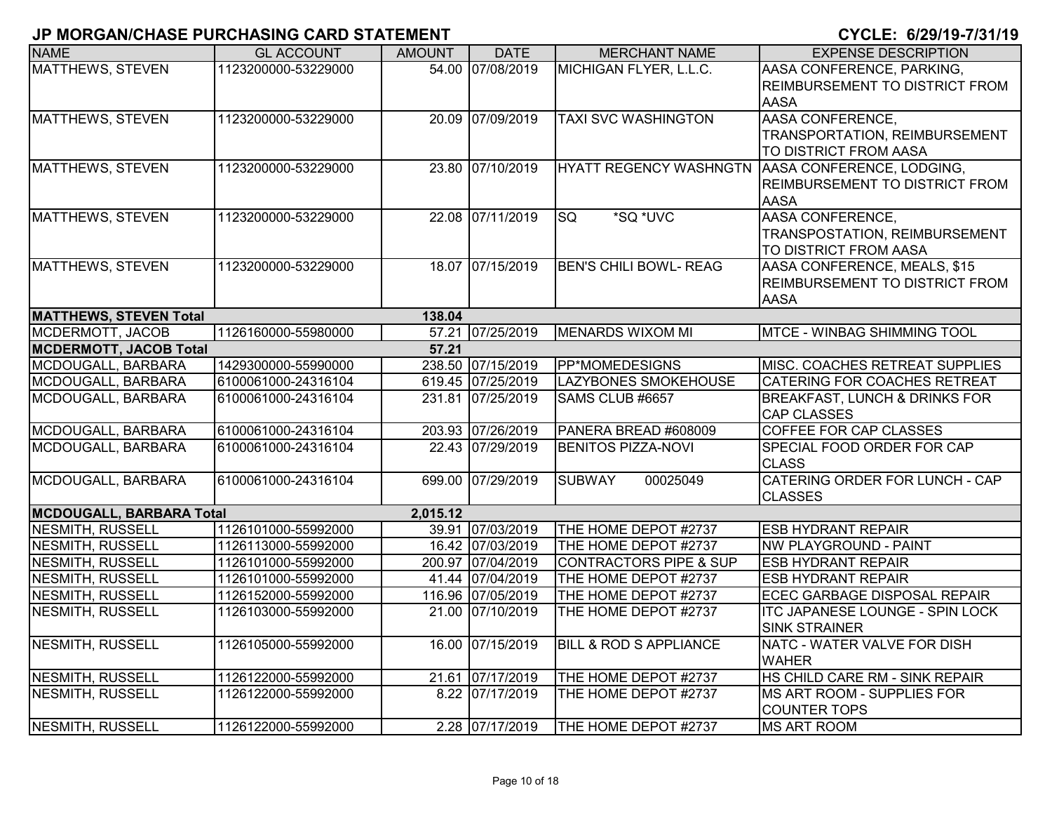# JP MORGAN/CHASE PURCHASING CARD STATEMENT

**CYCLE: 6/29/19-7/31/19**

| NAME | GL ACCOUNT | AMOUNT | DATE | MERCHANT NAME | EXPENSE DESCRIPTION |
|---|---|---|---|---|---|
| MATTHEWS, STEVEN | 1123200000-53229000 | 54.00 | 07/08/2019 | MICHIGAN FLYER, L.L.C. | AASA CONFERENCE, PARKING, REIMBURSEMENT TO DISTRICT FROM AASA |
| MATTHEWS, STEVEN | 1123200000-53229000 | 20.09 | 07/09/2019 | TAXI SVC WASHINGTON | AASA CONFERENCE, TRANSPORTATION, REIMBURSEMENT TO DISTRICT FROM AASA |
| MATTHEWS, STEVEN | 1123200000-53229000 | 23.80 | 07/10/2019 | HYATT REGENCY WASHNGTN | AASA CONFERENCE, LODGING, REIMBURSEMENT TO DISTRICT FROM AASA |
| MATTHEWS, STEVEN | 1123200000-53229000 | 22.08 | 07/11/2019 | SQ *SQ *UVC | AASA CONFERENCE, TRANSPOSTATION, REIMBURSEMENT TO DISTRICT FROM AASA |
| MATTHEWS, STEVEN | 1123200000-53229000 | 18.07 | 07/15/2019 | BEN'S CHILI BOWL- REAG | AASA CONFERENCE, MEALS, $15 REIMBURSEMENT TO DISTRICT FROM AASA |
| **MATTHEWS, STEVEN Total** | | **138.04** | | | |
| MCDERMOTT, JACOB | 1126160000-55980000 | 57.21 | 07/25/2019 | MENARDS WIXOM MI | MTCE - WINBAG SHIMMING TOOL |
| **MCDERMOTT, JACOB Total** | | **57.21** | | | |
| MCDOUGALL, BARBARA | 1429300000-55990000 | 238.50 | 07/15/2019 | PP*MOMEDESIGNS | MISC. COACHES RETREAT SUPPLIES |
| MCDOUGALL, BARBARA | 6100061000-24316104 | 619.45 | 07/25/2019 | LAZYBONES SMOKEHOUSE | CATERING FOR COACHES RETREAT |
| MCDOUGALL, BARBARA | 6100061000-24316104 | 231.81 | 07/25/2019 | SAMS CLUB #6657 | BREAKFAST, LUNCH & DRINKS FOR CAP CLASSES |
| MCDOUGALL, BARBARA | 6100061000-24316104 | 203.93 | 07/26/2019 | PANERA BREAD #608009 | COFFEE FOR CAP CLASSES |
| MCDOUGALL, BARBARA | 6100061000-24316104 | 22.43 | 07/29/2019 | BENITOS PIZZA-NOVI | SPECIAL FOOD ORDER FOR CAP CLASS |
| MCDOUGALL, BARBARA | 6100061000-24316104 | 699.00 | 07/29/2019 | SUBWAY 00025049 | CATERING ORDER FOR LUNCH - CAP CLASSES |
| **MCDOUGALL, BARBARA Total** | | **2,015.12** | | | |
| NESMITH, RUSSELL | 1126101000-55992000 | 39.91 | 07/03/2019 | THE HOME DEPOT #2737 | ESB HYDRANT REPAIR |
| NESMITH, RUSSELL | 1126113000-55992000 | 16.42 | 07/03/2019 | THE HOME DEPOT #2737 | NW PLAYGROUND - PAINT |
| NESMITH, RUSSELL | 1126101000-55992000 | 200.97 | 07/04/2019 | CONTRACTORS PIPE & SUP | ESB HYDRANT REPAIR |
| NESMITH, RUSSELL | 1126101000-55992000 | 41.44 | 07/04/2019 | THE HOME DEPOT #2737 | ESB HYDRANT REPAIR |
| NESMITH, RUSSELL | 1126152000-55992000 | 116.96 | 07/05/2019 | THE HOME DEPOT #2737 | ECEC GARBAGE DISPOSAL REPAIR |
| NESMITH, RUSSELL | 1126103000-55992000 | 21.00 | 07/10/2019 | THE HOME DEPOT #2737 | ITC JAPANESE LOUNGE - SPIN LOCK SINK STRAINER |
| NESMITH, RUSSELL | 1126105000-55992000 | 16.00 | 07/15/2019 | BILL & ROD S APPLIANCE | NATC - WATER VALVE FOR DISH WAHER |
| NESMITH, RUSSELL | 1126122000-55992000 | 21.61 | 07/17/2019 | THE HOME DEPOT #2737 | HS CHILD CARE RM - SINK REPAIR |
| NESMITH, RUSSELL | 1126122000-55992000 | 8.22 | 07/17/2019 | THE HOME DEPOT #2737 | MS ART ROOM - SUPPLIES FOR COUNTER TOPS |
| NESMITH, RUSSELL | 1126122000-55992000 | 2.28 | 07/17/2019 | THE HOME DEPOT #2737 | MS ART ROOM |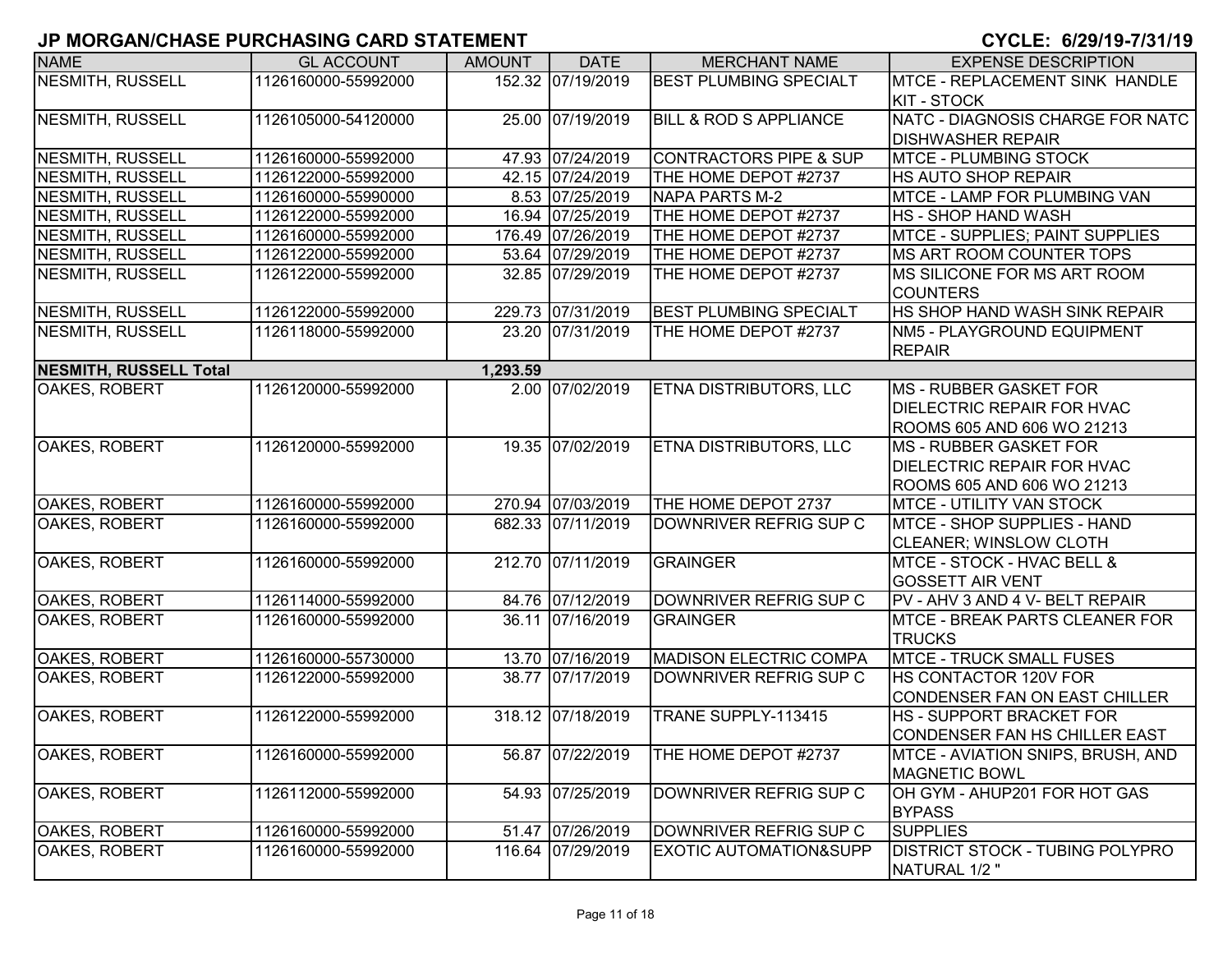# JP MORGAN/CHASE PURCHASING CARD STATEMENT

**CYCLE: 6/29/19-7/31/19**

| NAME | GL ACCOUNT | AMOUNT | DATE | MERCHANT NAME | EXPENSE DESCRIPTION |
|---|---|---|---|---|---|
| NESMITH, RUSSELL | 1126160000-55992000 | 152.32 | 07/19/2019 | BEST PLUMBING SPECIALT | MTCE - REPLACEMENT SINK HANDLE KIT - STOCK |
| NESMITH, RUSSELL | 1126105000-54120000 | 25.00 | 07/19/2019 | BILL & ROD S APPLIANCE | NATC - DIAGNOSIS CHARGE FOR NATC DISHWASHER REPAIR |
| NESMITH, RUSSELL | 1126160000-55992000 | 47.93 | 07/24/2019 | CONTRACTORS PIPE & SUP | MTCE - PLUMBING STOCK |
| NESMITH, RUSSELL | 1126122000-55992000 | 42.15 | 07/24/2019 | THE HOME DEPOT #2737 | HS AUTO SHOP REPAIR |
| NESMITH, RUSSELL | 1126160000-55990000 | 8.53 | 07/25/2019 | NAPA PARTS M-2 | MTCE - LAMP FOR PLUMBING VAN |
| NESMITH, RUSSELL | 1126122000-55992000 | 16.94 | 07/25/2019 | THE HOME DEPOT #2737 | HS - SHOP HAND WASH |
| NESMITH, RUSSELL | 1126160000-55992000 | 176.49 | 07/26/2019 | THE HOME DEPOT #2737 | MTCE - SUPPLIES; PAINT SUPPLIES |
| NESMITH, RUSSELL | 1126122000-55992000 | 53.64 | 07/29/2019 | THE HOME DEPOT #2737 | MS ART ROOM COUNTER TOPS |
| NESMITH, RUSSELL | 1126122000-55992000 | 32.85 | 07/29/2019 | THE HOME DEPOT #2737 | MS SILICONE FOR MS ART ROOM COUNTERS |
| NESMITH, RUSSELL | 1126122000-55992000 | 229.73 | 07/31/2019 | BEST PLUMBING SPECIALT | HS SHOP HAND WASH SINK REPAIR |
| NESMITH, RUSSELL | 1126118000-55992000 | 23.20 | 07/31/2019 | THE HOME DEPOT #2737 | NM5 - PLAYGROUND EQUIPMENT REPAIR |
| **NESMITH, RUSSELL Total** | | **1,293.59** | | | |
| OAKES, ROBERT | 1126120000-55992000 | 2.00 | 07/02/2019 | ETNA DISTRIBUTORS, LLC | MS - RUBBER GASKET FOR DIELECTRIC REPAIR FOR HVAC ROOMS 605 AND 606 WO 21213 |
| OAKES, ROBERT | 1126120000-55992000 | 19.35 | 07/02/2019 | ETNA DISTRIBUTORS, LLC | MS - RUBBER GASKET FOR DIELECTRIC REPAIR FOR HVAC ROOMS 605 AND 606 WO 21213 |
| OAKES, ROBERT | 1126160000-55992000 | 270.94 | 07/03/2019 | THE HOME DEPOT 2737 | MTCE - UTILITY VAN STOCK |
| OAKES, ROBERT | 1126160000-55992000 | 682.33 | 07/11/2019 | DOWNRIVER REFRIG SUP C | MTCE - SHOP SUPPLIES - HAND CLEANER; WINSLOW CLOTH |
| OAKES, ROBERT | 1126160000-55992000 | 212.70 | 07/11/2019 | GRAINGER | MTCE - STOCK - HVAC BELL & GOSSETT AIR VENT |
| OAKES, ROBERT | 1126114000-55992000 | 84.76 | 07/12/2019 | DOWNRIVER REFRIG SUP C | PV - AHV 3 AND 4 V- BELT REPAIR |
| OAKES, ROBERT | 1126160000-55992000 | 36.11 | 07/16/2019 | GRAINGER | MTCE - BREAK PARTS CLEANER FOR TRUCKS |
| OAKES, ROBERT | 1126160000-55730000 | 13.70 | 07/16/2019 | MADISON ELECTRIC COMPA | MTCE - TRUCK SMALL FUSES |
| OAKES, ROBERT | 1126122000-55992000 | 38.77 | 07/17/2019 | DOWNRIVER REFRIG SUP C | HS CONTACTOR 120V FOR CONDENSER FAN ON EAST CHILLER |
| OAKES, ROBERT | 1126122000-55992000 | 318.12 | 07/18/2019 | TRANE SUPPLY-113415 | HS - SUPPORT BRACKET FOR CONDENSER FAN HS CHILLER EAST |
| OAKES, ROBERT | 1126160000-55992000 | 56.87 | 07/22/2019 | THE HOME DEPOT #2737 | MTCE - AVIATION SNIPS, BRUSH, AND MAGNETIC BOWL |
| OAKES, ROBERT | 1126112000-55992000 | 54.93 | 07/25/2019 | DOWNRIVER REFRIG SUP C | OH GYM - AHUP201 FOR HOT GAS BYPASS |
| OAKES, ROBERT | 1126160000-55992000 | 51.47 | 07/26/2019 | DOWNRIVER REFRIG SUP C | SUPPLIES |
| OAKES, ROBERT | 1126160000-55992000 | 116.64 | 07/29/2019 | EXOTIC AUTOMATION&SUPP | DISTRICT STOCK - TUBING POLYPRO NATURAL 1/2 " |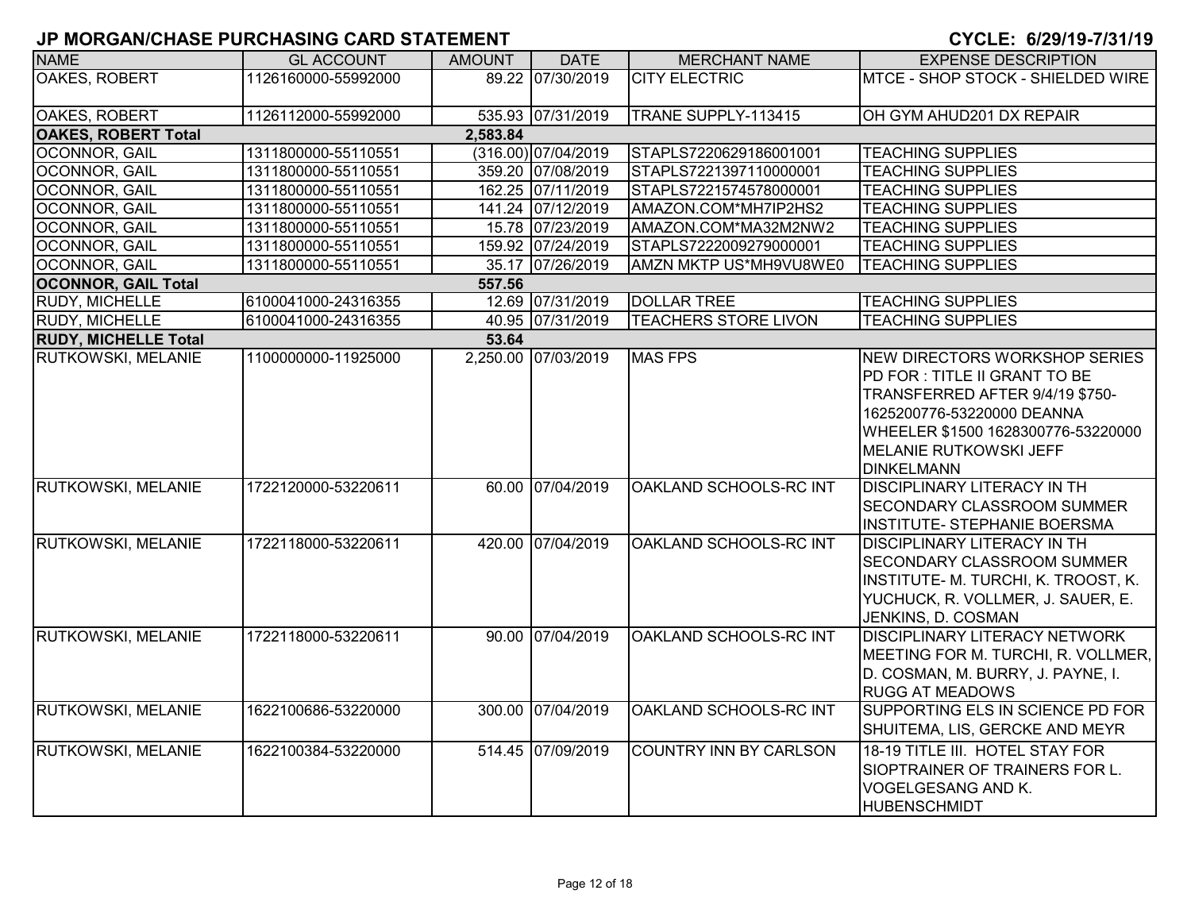# JP MORGAN/CHASE PURCHASING CARD STATEMENT

**CYCLE: 6/29/19-7/31/19**

| NAME | GL ACCOUNT | AMOUNT | DATE | MERCHANT NAME | EXPENSE DESCRIPTION |
|---|---|---|---|---|---|
| OAKES, ROBERT | 1126160000-55992000 | 89.22 | 07/30/2019 | CITY ELECTRIC | MTCE - SHOP STOCK - SHIELDED WIRE |
| OAKES, ROBERT | 1126112000-55992000 | 535.93 | 07/31/2019 | TRANE SUPPLY-113415 | OH GYM AHUD201 DX REPAIR |
| **OAKES, ROBERT Total** | | **2,583.84** | | | |
| OCONNOR, GAIL | 1311800000-55110551 | (316.00) | 07/04/2019 | STAPLS7220629186001001 | TEACHING SUPPLIES |
| OCONNOR, GAIL | 1311800000-55110551 | 359.20 | 07/08/2019 | STAPLS7221397110000001 | TEACHING SUPPLIES |
| OCONNOR, GAIL | 1311800000-55110551 | 162.25 | 07/11/2019 | STAPLS7221574578000001 | TEACHING SUPPLIES |
| OCONNOR, GAIL | 1311800000-55110551 | 141.24 | 07/12/2019 | AMAZON.COM*MH7IP2HS2 | TEACHING SUPPLIES |
| OCONNOR, GAIL | 1311800000-55110551 | 15.78 | 07/23/2019 | AMAZON.COM*MA32M2NW2 | TEACHING SUPPLIES |
| OCONNOR, GAIL | 1311800000-55110551 | 159.92 | 07/24/2019 | STAPLS7222009279000001 | TEACHING SUPPLIES |
| OCONNOR, GAIL | 1311800000-55110551 | 35.17 | 07/26/2019 | AMZN MKTP US*MH9VU8WE0 | TEACHING SUPPLIES |
| **OCONNOR, GAIL Total** | | **557.56** | | | |
| RUDY, MICHELLE | 6100041000-24316355 | 12.69 | 07/31/2019 | DOLLAR TREE | TEACHING SUPPLIES |
| RUDY, MICHELLE | 6100041000-24316355 | 40.95 | 07/31/2019 | TEACHERS STORE LIVON | TEACHING SUPPLIES |
| **RUDY, MICHELLE Total** | | **53.64** | | | |
| RUTKOWSKI, MELANIE | 1100000000-11925000 | 2,250.00 | 07/03/2019 | MAS FPS | NEW DIRECTORS WORKSHOP SERIES PD FOR : TITLE II GRANT TO BE TRANSFERRED AFTER 9/4/19 $750- 1625200776-53220000 DEANNA WHEELER $1500 1628300776-53220000 MELANIE RUTKOWSKI JEFF DINKELMANN |
| RUTKOWSKI, MELANIE | 1722120000-53220611 | 60.00 | 07/04/2019 | OAKLAND SCHOOLS-RC INT | DISCIPLINARY LITERACY IN TH SECONDARY CLASSROOM SUMMER INSTITUTE- STEPHANIE BOERSMA |
| RUTKOWSKI, MELANIE | 1722118000-53220611 | 420.00 | 07/04/2019 | OAKLAND SCHOOLS-RC INT | DISCIPLINARY LITERACY IN TH SECONDARY CLASSROOM SUMMER INSTITUTE- M. TURCHI, K. TROOST, K. YUCHUCK, R. VOLLMER, J. SAUER, E. JENKINS, D. COSMAN |
| RUTKOWSKI, MELANIE | 1722118000-53220611 | 90.00 | 07/04/2019 | OAKLAND SCHOOLS-RC INT | DISCIPLINARY LITERACY NETWORK MEETING FOR M. TURCHI, R. VOLLMER, D. COSMAN, M. BURRY, J. PAYNE, I. RUGG AT MEADOWS |
| RUTKOWSKI, MELANIE | 1622100686-53220000 | 300.00 | 07/04/2019 | OAKLAND SCHOOLS-RC INT | SUPPORTING ELS IN SCIENCE PD FOR SHUITEMA, LIS, GERCKE AND MEYR |
| RUTKOWSKI, MELANIE | 1622100384-53220000 | 514.45 | 07/09/2019 | COUNTRY INN BY CARLSON | 18-19 TITLE III. HOTEL STAY FOR SIOPTRAINER OF TRAINERS FOR L. VOGELGESANG AND K. HUBENSCHMIDT |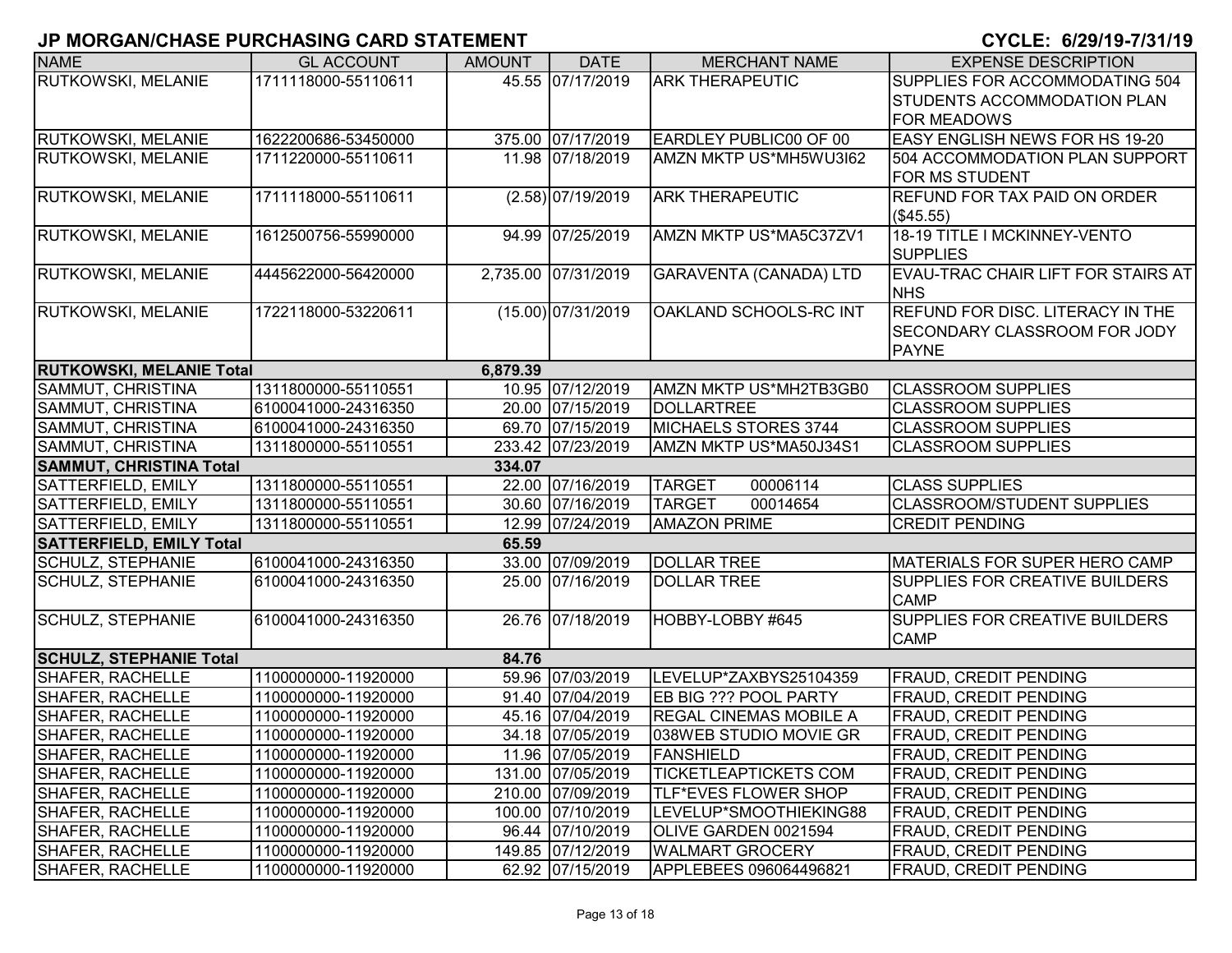# JP MORGAN/CHASE PURCHASING CARD STATEMENT

**CYCLE: 6/29/19-7/31/19**

| NAME | GL ACCOUNT | AMOUNT | DATE | MERCHANT NAME | EXPENSE DESCRIPTION |
|---|---|---|---|---|---|
| RUTKOWSKI, MELANIE | 1711118000-55110611 | 45.55 | 07/17/2019 | ARK THERAPEUTIC | SUPPLIES FOR ACCOMMODATING 504 STUDENTS ACCOMMODATION PLAN FOR MEADOWS |
| RUTKOWSKI, MELANIE | 1622200686-53450000 | 375.00 | 07/17/2019 | EARDLEY PUBLIC00 OF 00 | EASY ENGLISH NEWS FOR HS 19-20 |
| RUTKOWSKI, MELANIE | 1711220000-55110611 | 11.98 | 07/18/2019 | AMZN MKTP US*MH5WU3I62 | 504 ACCOMMODATION PLAN SUPPORT FOR MS STUDENT |
| RUTKOWSKI, MELANIE | 1711118000-55110611 | (2.58) | 07/19/2019 | ARK THERAPEUTIC | REFUND FOR TAX PAID ON ORDER ($45.55) |
| RUTKOWSKI, MELANIE | 1612500756-55990000 | 94.99 | 07/25/2019 | AMZN MKTP US*MA5C37ZV1 | 18-19 TITLE I MCKINNEY-VENTO SUPPLIES |
| RUTKOWSKI, MELANIE | 4445622000-56420000 | 2,735.00 | 07/31/2019 | GARAVENTA (CANADA) LTD | EVAU-TRAC CHAIR LIFT FOR STAIRS AT NHS |
| RUTKOWSKI, MELANIE | 1722118000-53220611 | (15.00) | 07/31/2019 | OAKLAND SCHOOLS-RC INT | REFUND FOR DISC. LITERACY IN THE SECONDARY CLASSROOM FOR JODY PAYNE |
| **RUTKOWSKI, MELANIE Total** | | **6,879.39** | | | |
| SAMMUT, CHRISTINA | 1311800000-55110551 | 10.95 | 07/12/2019 | AMZN MKTP US*MH2TB3GB0 | CLASSROOM SUPPLIES |
| SAMMUT, CHRISTINA | 6100041000-24316350 | 20.00 | 07/15/2019 | DOLLARTREE | CLASSROOM SUPPLIES |
| SAMMUT, CHRISTINA | 6100041000-24316350 | 69.70 | 07/15/2019 | MICHAELS STORES 3744 | CLASSROOM SUPPLIES |
| SAMMUT, CHRISTINA | 1311800000-55110551 | 233.42 | 07/23/2019 | AMZN MKTP US*MA50J34S1 | CLASSROOM SUPPLIES |
| **SAMMUT, CHRISTINA Total** | | **334.07** | | | |
| SATTERFIELD, EMILY | 1311800000-55110551 | 22.00 | 07/16/2019 | TARGET 00006114 | CLASS SUPPLIES |
| SATTERFIELD, EMILY | 1311800000-55110551 | 30.60 | 07/16/2019 | TARGET 00014654 | CLASSROOM/STUDENT SUPPLIES |
| SATTERFIELD, EMILY | 1311800000-55110551 | 12.99 | 07/24/2019 | AMAZON PRIME | CREDIT PENDING |
| **SATTERFIELD, EMILY Total** | | **65.59** | | | |
| SCHULZ, STEPHANIE | 6100041000-24316350 | 33.00 | 07/09/2019 | DOLLAR TREE | MATERIALS FOR SUPER HERO CAMP |
| SCHULZ, STEPHANIE | 6100041000-24316350 | 25.00 | 07/16/2019 | DOLLAR TREE | SUPPLIES FOR CREATIVE BUILDERS CAMP |
| SCHULZ, STEPHANIE | 6100041000-24316350 | 26.76 | 07/18/2019 | HOBBY-LOBBY #645 | SUPPLIES FOR CREATIVE BUILDERS CAMP |
| **SCHULZ, STEPHANIE Total** | | **84.76** | | | |
| SHAFER, RACHELLE | 1100000000-11920000 | 59.96 | 07/03/2019 | LEVELUP*ZAXBYS25104359 | FRAUD, CREDIT PENDING |
| SHAFER, RACHELLE | 1100000000-11920000 | 91.40 | 07/04/2019 | EB BIG ??? POOL PARTY | FRAUD, CREDIT PENDING |
| SHAFER, RACHELLE | 1100000000-11920000 | 45.16 | 07/04/2019 | REGAL CINEMAS MOBILE A | FRAUD, CREDIT PENDING |
| SHAFER, RACHELLE | 1100000000-11920000 | 34.18 | 07/05/2019 | 038WEB STUDIO MOVIE GR | FRAUD, CREDIT PENDING |
| SHAFER, RACHELLE | 1100000000-11920000 | 11.96 | 07/05/2019 | FANSHIELD | FRAUD, CREDIT PENDING |
| SHAFER, RACHELLE | 1100000000-11920000 | 131.00 | 07/05/2019 | TICKETLEAPTICKETS COM | FRAUD, CREDIT PENDING |
| SHAFER, RACHELLE | 1100000000-11920000 | 210.00 | 07/09/2019 | TLF*EVES FLOWER SHOP | FRAUD, CREDIT PENDING |
| SHAFER, RACHELLE | 1100000000-11920000 | 100.00 | 07/10/2019 | LEVELUP*SMOOTHIEKING88 | FRAUD, CREDIT PENDING |
| SHAFER, RACHELLE | 1100000000-11920000 | 96.44 | 07/10/2019 | OLIVE GARDEN 0021594 | FRAUD, CREDIT PENDING |
| SHAFER, RACHELLE | 1100000000-11920000 | 149.85 | 07/12/2019 | WALMART GROCERY | FRAUD, CREDIT PENDING |
| SHAFER, RACHELLE | 1100000000-11920000 | 62.92 | 07/15/2019 | APPLEBEES 096064496821 | FRAUD, CREDIT PENDING |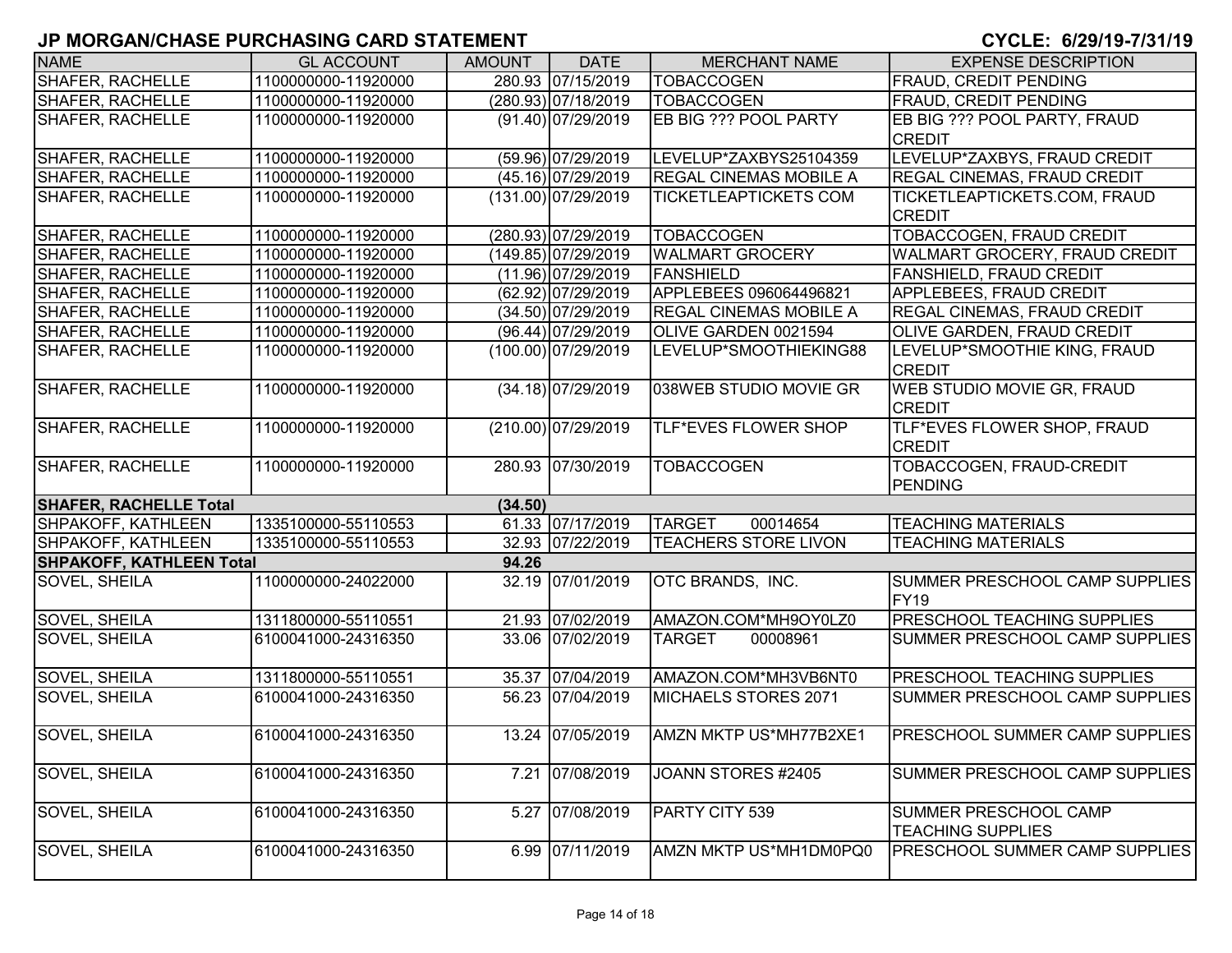## JP MORGAN/CHASE PURCHASING CARD STATEMENT

**CYCLE: 6/29/19-7/31/19**

| NAME | GL ACCOUNT | AMOUNT | DATE | MERCHANT NAME | EXPENSE DESCRIPTION |
|---|---|---|---|---|---|
| SHAFER, RACHELLE | 1100000000-11920000 | 280.93 | 07/15/2019 | TOBACCOGEN | FRAUD, CREDIT PENDING |
| SHAFER, RACHELLE | 1100000000-11920000 | (280.93) | 07/18/2019 | TOBACCOGEN | FRAUD, CREDIT PENDING |
| SHAFER, RACHELLE | 1100000000-11920000 | (91.40) | 07/29/2019 | EB BIG ??? POOL PARTY | EB BIG ??? POOL PARTY, FRAUD CREDIT |
| SHAFER, RACHELLE | 1100000000-11920000 | (59.96) | 07/29/2019 | LEVELUP*ZAXBYS25104359 | LEVELUP*ZAXBYS, FRAUD CREDIT |
| SHAFER, RACHELLE | 1100000000-11920000 | (45.16) | 07/29/2019 | REGAL CINEMAS MOBILE A | REGAL CINEMAS, FRAUD CREDIT |
| SHAFER, RACHELLE | 1100000000-11920000 | (131.00) | 07/29/2019 | TICKETLEAPTICKETS COM | TICKETLEAPTICKETS.COM, FRAUD CREDIT |
| SHAFER, RACHELLE | 1100000000-11920000 | (280.93) | 07/29/2019 | TOBACCOGEN | TOBACCOGEN, FRAUD CREDIT |
| SHAFER, RACHELLE | 1100000000-11920000 | (149.85) | 07/29/2019 | WALMART GROCERY | WALMART GROCERY, FRAUD CREDIT |
| SHAFER, RACHELLE | 1100000000-11920000 | (11.96) | 07/29/2019 | FANSHIELD | FANSHIELD, FRAUD CREDIT |
| SHAFER, RACHELLE | 1100000000-11920000 | (62.92) | 07/29/2019 | APPLEBEES 096064496821 | APPLEBEES, FRAUD CREDIT |
| SHAFER, RACHELLE | 1100000000-11920000 | (34.50) | 07/29/2019 | REGAL CINEMAS MOBILE A | REGAL CINEMAS, FRAUD CREDIT |
| SHAFER, RACHELLE | 1100000000-11920000 | (96.44) | 07/29/2019 | OLIVE GARDEN 0021594 | OLIVE GARDEN, FRAUD CREDIT |
| SHAFER, RACHELLE | 1100000000-11920000 | (100.00) | 07/29/2019 | LEVELUP*SMOOTHIEKING88 | LEVELUP*SMOOTHIE KING, FRAUD CREDIT |
| SHAFER, RACHELLE | 1100000000-11920000 | (34.18) | 07/29/2019 | 038WEB STUDIO MOVIE GR | WEB STUDIO MOVIE GR, FRAUD CREDIT |
| SHAFER, RACHELLE | 1100000000-11920000 | (210.00) | 07/29/2019 | TLF*EVES FLOWER SHOP | TLF*EVES FLOWER SHOP, FRAUD CREDIT |
| SHAFER, RACHELLE | 1100000000-11920000 | 280.93 | 07/30/2019 | TOBACCOGEN | TOBACCOGEN, FRAUD-CREDIT PENDING |
| **SHAFER, RACHELLE Total** | | **(34.50)** | | | |
| SHPAKOFF, KATHLEEN | 1335100000-55110553 | 61.33 | 07/17/2019 | TARGET 00014654 | TEACHING MATERIALS |
| SHPAKOFF, KATHLEEN | 1335100000-55110553 | 32.93 | 07/22/2019 | TEACHERS STORE LIVON | TEACHING MATERIALS |
| **SHPAKOFF, KATHLEEN Total** | | **94.26** | | | |
| SOVEL, SHEILA | 1100000000-24022000 | 32.19 | 07/01/2019 | OTC BRANDS, INC. | SUMMER PRESCHOOL CAMP SUPPLIES FY19 |
| SOVEL, SHEILA | 1311800000-55110551 | 21.93 | 07/02/2019 | AMAZON.COM*MH9OY0LZ0 | PRESCHOOL TEACHING SUPPLIES |
| SOVEL, SHEILA | 6100041000-24316350 | 33.06 | 07/02/2019 | TARGET 00008961 | SUMMER PRESCHOOL CAMP SUPPLIES |
| SOVEL, SHEILA | 1311800000-55110551 | 35.37 | 07/04/2019 | AMAZON.COM*MH3VB6NT0 | PRESCHOOL TEACHING SUPPLIES |
| SOVEL, SHEILA | 6100041000-24316350 | 56.23 | 07/04/2019 | MICHAELS STORES 2071 | SUMMER PRESCHOOL CAMP SUPPLIES |
| SOVEL, SHEILA | 6100041000-24316350 | 13.24 | 07/05/2019 | AMZN MKTP US*MH77B2XE1 | PRESCHOOL SUMMER CAMP SUPPLIES |
| SOVEL, SHEILA | 6100041000-24316350 | 7.21 | 07/08/2019 | JOANN STORES #2405 | SUMMER PRESCHOOL CAMP SUPPLIES |
| SOVEL, SHEILA | 6100041000-24316350 | 5.27 | 07/08/2019 | PARTY CITY 539 | SUMMER PRESCHOOL CAMP TEACHING SUPPLIES |
| SOVEL, SHEILA | 6100041000-24316350 | 6.99 | 07/11/2019 | AMZN MKTP US*MH1DM0PQ0 | PRESCHOOL SUMMER CAMP SUPPLIES |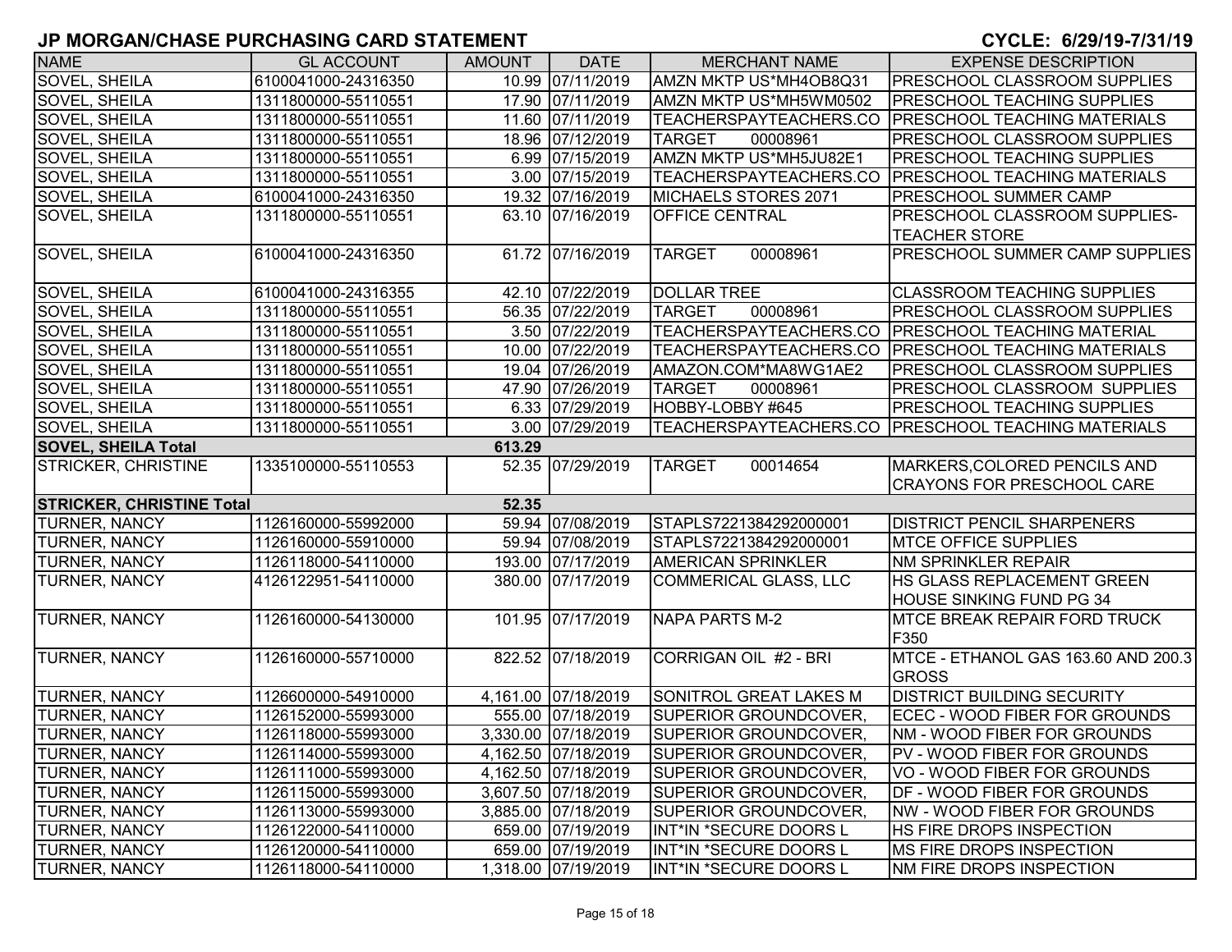# JP MORGAN/CHASE PURCHASING CARD STATEMENT

**CYCLE: 6/29/19-7/31/19**

| NAME | GL ACCOUNT | AMOUNT | DATE | MERCHANT NAME | EXPENSE DESCRIPTION |
|---|---|---|---|---|---|
| SOVEL, SHEILA | 6100041000-24316350 | 10.99 | 07/11/2019 | AMZN MKTP US*MH4OB8Q31 | PRESCHOOL CLASSROOM SUPPLIES |
| SOVEL, SHEILA | 1311800000-55110551 | 17.90 | 07/11/2019 | AMZN MKTP US*MH5WM0502 | PRESCHOOL TEACHING SUPPLIES |
| SOVEL, SHEILA | 1311800000-55110551 | 11.60 | 07/11/2019 | TEACHERSPAYTEACHERS.CO | PRESCHOOL TEACHING MATERIALS |
| SOVEL, SHEILA | 1311800000-55110551 | 18.96 | 07/12/2019 | TARGET 00008961 | PRESCHOOL CLASSROOM SUPPLIES |
| SOVEL, SHEILA | 1311800000-55110551 | 6.99 | 07/15/2019 | AMZN MKTP US*MH5JU82E1 | PRESCHOOL TEACHING SUPPLIES |
| SOVEL, SHEILA | 1311800000-55110551 | 3.00 | 07/15/2019 | TEACHERSPAYTEACHERS.CO | PRESCHOOL TEACHING MATERIALS |
| SOVEL, SHEILA | 6100041000-24316350 | 19.32 | 07/16/2019 | MICHAELS STORES 2071 | PRESCHOOL SUMMER CAMP |
| SOVEL, SHEILA | 1311800000-55110551 | 63.10 | 07/16/2019 | OFFICE CENTRAL | PRESCHOOL CLASSROOM SUPPLIES-TEACHER STORE |
| SOVEL, SHEILA | 6100041000-24316350 | 61.72 | 07/16/2019 | TARGET 00008961 | PRESCHOOL SUMMER CAMP SUPPLIES |
| SOVEL, SHEILA | 6100041000-24316355 | 42.10 | 07/22/2019 | DOLLAR TREE | CLASSROOM TEACHING SUPPLIES |
| SOVEL, SHEILA | 1311800000-55110551 | 56.35 | 07/22/2019 | TARGET 00008961 | PRESCHOOL CLASSROOM SUPPLIES |
| SOVEL, SHEILA | 1311800000-55110551 | 3.50 | 07/22/2019 | TEACHERSPAYTEACHERS.CO | PRESCHOOL TEACHING MATERIAL |
| SOVEL, SHEILA | 1311800000-55110551 | 10.00 | 07/22/2019 | TEACHERSPAYTEACHERS.CO | PRESCHOOL TEACHING MATERIALS |
| SOVEL, SHEILA | 1311800000-55110551 | 19.04 | 07/26/2019 | AMAZON.COM*MA8WG1AE2 | PRESCHOOL CLASSROOM SUPPLIES |
| SOVEL, SHEILA | 1311800000-55110551 | 47.90 | 07/26/2019 | TARGET 00008961 | PRESCHOOL CLASSROOM SUPPLIES |
| SOVEL, SHEILA | 1311800000-55110551 | 6.33 | 07/29/2019 | HOBBY-LOBBY #645 | PRESCHOOL TEACHING SUPPLIES |
| SOVEL, SHEILA | 1311800000-55110551 | 3.00 | 07/29/2019 | TEACHERSPAYTEACHERS.CO | PRESCHOOL TEACHING MATERIALS |
| **SOVEL, SHEILA Total** | | **613.29** | | | |
| STRICKER, CHRISTINE | 1335100000-55110553 | 52.35 | 07/29/2019 | TARGET 00014654 | MARKERS,COLORED PENCILS AND CRAYONS FOR PRESCHOOL CARE |
| **STRICKER, CHRISTINE Total** | | **52.35** | | | |
| TURNER, NANCY | 1126160000-55992000 | 59.94 | 07/08/2019 | STAPLS7221384292000001 | DISTRICT PENCIL SHARPENERS |
| TURNER, NANCY | 1126160000-55910000 | 59.94 | 07/08/2019 | STAPLS7221384292000001 | MTCE OFFICE SUPPLIES |
| TURNER, NANCY | 1126118000-54110000 | 193.00 | 07/17/2019 | AMERICAN SPRINKLER | NM SPRINKLER REPAIR |
| TURNER, NANCY | 4126122951-54110000 | 380.00 | 07/17/2019 | COMMERICAL GLASS, LLC | HS GLASS REPLACEMENT GREEN HOUSE SINKING FUND PG 34 |
| TURNER, NANCY | 1126160000-54130000 | 101.95 | 07/17/2019 | NAPA PARTS M-2 | MTCE BREAK REPAIR FORD TRUCK F350 |
| TURNER, NANCY | 1126160000-55710000 | 822.52 | 07/18/2019 | CORRIGAN OIL #2 - BRI | MTCE - ETHANOL GAS 163.60 AND 200.3 GROSS |
| TURNER, NANCY | 1126600000-54910000 | 4,161.00 | 07/18/2019 | SONITROL GREAT LAKES M | DISTRICT BUILDING SECURITY |
| TURNER, NANCY | 1126152000-55993000 | 555.00 | 07/18/2019 | SUPERIOR GROUNDCOVER, | ECEC - WOOD FIBER FOR GROUNDS |
| TURNER, NANCY | 1126118000-55993000 | 3,330.00 | 07/18/2019 | SUPERIOR GROUNDCOVER, | NM - WOOD FIBER FOR GROUNDS |
| TURNER, NANCY | 1126114000-55993000 | 4,162.50 | 07/18/2019 | SUPERIOR GROUNDCOVER, | PV - WOOD FIBER FOR GROUNDS |
| TURNER, NANCY | 1126111000-55993000 | 4,162.50 | 07/18/2019 | SUPERIOR GROUNDCOVER, | VO - WOOD FIBER FOR GROUNDS |
| TURNER, NANCY | 1126115000-55993000 | 3,607.50 | 07/18/2019 | SUPERIOR GROUNDCOVER, | DF - WOOD FIBER FOR GROUNDS |
| TURNER, NANCY | 1126113000-55993000 | 3,885.00 | 07/18/2019 | SUPERIOR GROUNDCOVER, | NW - WOOD FIBER FOR GROUNDS |
| TURNER, NANCY | 1126122000-54110000 | 659.00 | 07/19/2019 | INT*IN *SECURE DOORS L | HS FIRE DROPS INSPECTION |
| TURNER, NANCY | 1126120000-54110000 | 659.00 | 07/19/2019 | INT*IN *SECURE DOORS L | MS FIRE DROPS INSPECTION |
| TURNER, NANCY | 1126118000-54110000 | 1,318.00 | 07/19/2019 | INT*IN *SECURE DOORS L | NM FIRE DROPS INSPECTION |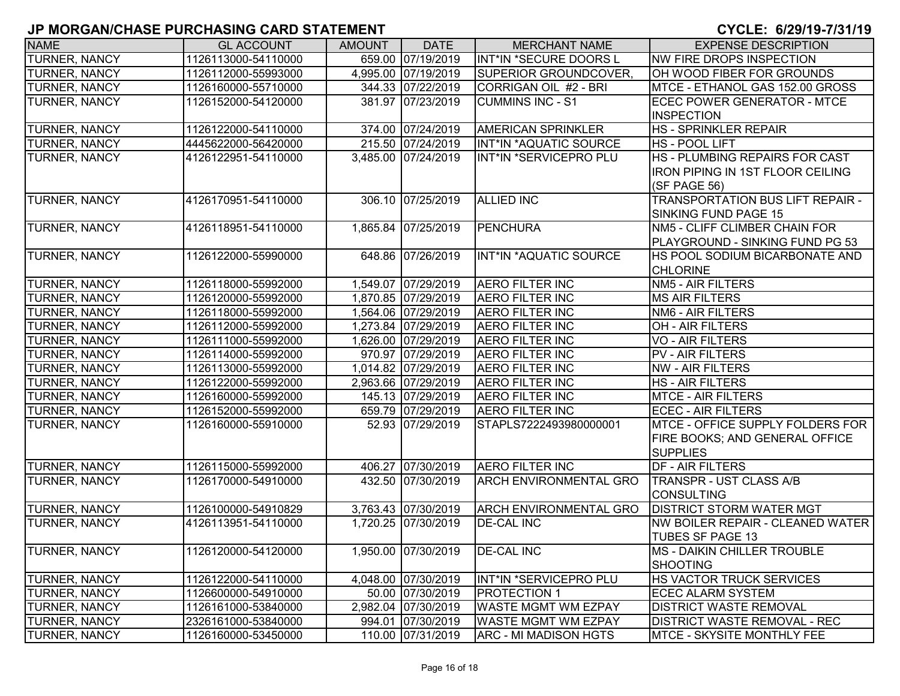# JP MORGAN/CHASE PURCHASING CARD STATEMENT

**CYCLE: 6/29/19-7/31/19**

| NAME | GL ACCOUNT | AMOUNT | DATE | MERCHANT NAME | EXPENSE DESCRIPTION |
|---|---|---|---|---|---|
| TURNER, NANCY | 1126113000-54110000 | 659.00 | 07/19/2019 | INT*IN *SECURE DOORS L | NW FIRE DROPS INSPECTION |
| TURNER, NANCY | 1126112000-55993000 | 4,995.00 | 07/19/2019 | SUPERIOR GROUNDCOVER, | OH WOOD FIBER FOR GROUNDS |
| TURNER, NANCY | 1126160000-55710000 | 344.33 | 07/22/2019 | CORRIGAN OIL #2 - BRI | MTCE - ETHANOL GAS 152.00 GROSS |
| TURNER, NANCY | 1126152000-54120000 | 381.97 | 07/23/2019 | CUMMINS INC - S1 | ECEC POWER GENERATOR - MTCE INSPECTION |
| TURNER, NANCY | 1126122000-54110000 | 374.00 | 07/24/2019 | AMERICAN SPRINKLER | HS - SPRINKLER REPAIR |
| TURNER, NANCY | 4445622000-56420000 | 215.50 | 07/24/2019 | INT*IN *AQUATIC SOURCE | HS - POOL LIFT |
| TURNER, NANCY | 4126122951-54110000 | 3,485.00 | 07/24/2019 | INT*IN *SERVICEPRO PLU | HS - PLUMBING REPAIRS FOR CAST IRON PIPING IN 1ST FLOOR CEILING (SF PAGE 56) |
| TURNER, NANCY | 4126170951-54110000 | 306.10 | 07/25/2019 | ALLIED INC | TRANSPORTATION BUS LIFT REPAIR - SINKING FUND PAGE 15 |
| TURNER, NANCY | 4126118951-54110000 | 1,865.84 | 07/25/2019 | PENCHURA | NM5 - CLIFF CLIMBER CHAIN FOR PLAYGROUND - SINKING FUND PG 53 |
| TURNER, NANCY | 1126122000-55990000 | 648.86 | 07/26/2019 | INT*IN *AQUATIC SOURCE | HS POOL SODIUM BICARBONATE AND CHLORINE |
| TURNER, NANCY | 1126118000-55992000 | 1,549.07 | 07/29/2019 | AERO FILTER INC | NM5 - AIR FILTERS |
| TURNER, NANCY | 1126120000-55992000 | 1,870.85 | 07/29/2019 | AERO FILTER INC | MS AIR FILTERS |
| TURNER, NANCY | 1126118000-55992000 | 1,564.06 | 07/29/2019 | AERO FILTER INC | NM6 - AIR FILTERS |
| TURNER, NANCY | 1126112000-55992000 | 1,273.84 | 07/29/2019 | AERO FILTER INC | OH - AIR FILTERS |
| TURNER, NANCY | 1126111000-55992000 | 1,626.00 | 07/29/2019 | AERO FILTER INC | VO - AIR FILTERS |
| TURNER, NANCY | 1126114000-55992000 | 970.97 | 07/29/2019 | AERO FILTER INC | PV - AIR FILTERS |
| TURNER, NANCY | 1126113000-55992000 | 1,014.82 | 07/29/2019 | AERO FILTER INC | NW - AIR FILTERS |
| TURNER, NANCY | 1126122000-55992000 | 2,963.66 | 07/29/2019 | AERO FILTER INC | HS - AIR FILTERS |
| TURNER, NANCY | 1126160000-55992000 | 145.13 | 07/29/2019 | AERO FILTER INC | MTCE - AIR FILTERS |
| TURNER, NANCY | 1126152000-55992000 | 659.79 | 07/29/2019 | AERO FILTER INC | ECEC - AIR FILTERS |
| TURNER, NANCY | 1126160000-55910000 | 52.93 | 07/29/2019 | STAPLS7222493980000001 | MTCE - OFFICE SUPPLY FOLDERS FOR FIRE BOOKS; AND GENERAL OFFICE SUPPLIES |
| TURNER, NANCY | 1126115000-55992000 | 406.27 | 07/30/2019 | AERO FILTER INC | DF - AIR FILTERS |
| TURNER, NANCY | 1126170000-54910000 | 432.50 | 07/30/2019 | ARCH ENVIRONMENTAL GRO | TRANSPR - UST CLASS A/B CONSULTING |
| TURNER, NANCY | 1126100000-54910829 | 3,763.43 | 07/30/2019 | ARCH ENVIRONMENTAL GRO | DISTRICT STORM WATER MGT |
| TURNER, NANCY | 4126113951-54110000 | 1,720.25 | 07/30/2019 | DE-CAL INC | NW BOILER REPAIR - CLEANED WATER TUBES SF PAGE 13 |
| TURNER, NANCY | 1126120000-54120000 | 1,950.00 | 07/30/2019 | DE-CAL INC | MS - DAIKIN CHILLER TROUBLE SHOOTING |
| TURNER, NANCY | 1126122000-54110000 | 4,048.00 | 07/30/2019 | INT*IN *SERVICEPRO PLU | HS VACTOR TRUCK SERVICES |
| TURNER, NANCY | 1126600000-54910000 | 50.00 | 07/30/2019 | PROTECTION 1 | ECEC ALARM SYSTEM |
| TURNER, NANCY | 1126161000-53840000 | 2,982.04 | 07/30/2019 | WASTE MGMT WM EZPAY | DISTRICT WASTE REMOVAL |
| TURNER, NANCY | 2326161000-53840000 | 994.01 | 07/30/2019 | WASTE MGMT WM EZPAY | DISTRICT WASTE REMOVAL - REC |
| TURNER, NANCY | 1126160000-53450000 | 110.00 | 07/31/2019 | ARC - MI MADISON HGTS | MTCE - SKYSITE MONTHLY FEE |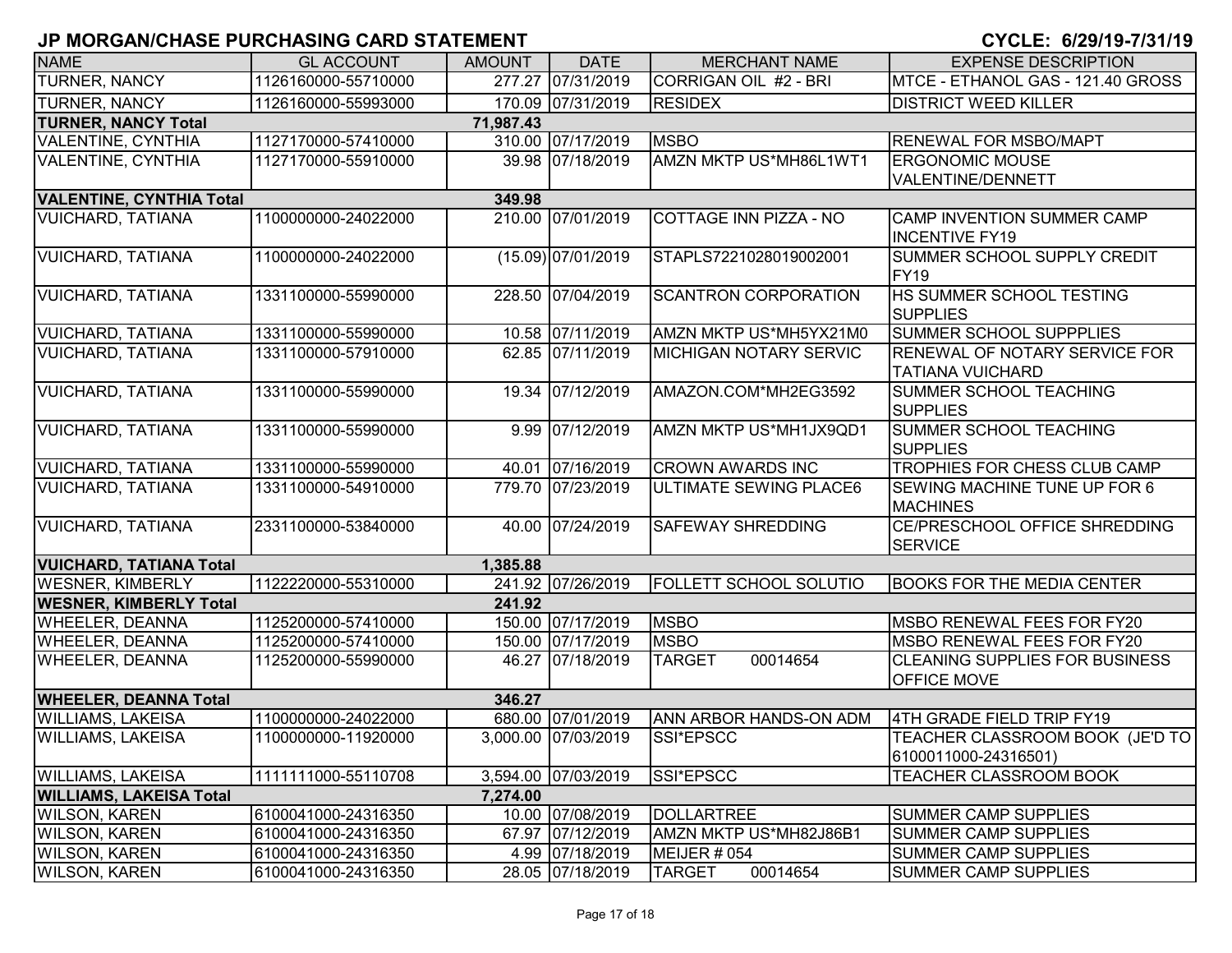# JP MORGAN/CHASE PURCHASING CARD STATEMENT

**CYCLE: 6/29/19-7/31/19**

| NAME | GL ACCOUNT | AMOUNT | DATE | MERCHANT NAME | EXPENSE DESCRIPTION |
|---|---|---|---|---|---|
| TURNER, NANCY | 1126160000-55710000 | 277.27 | 07/31/2019 | CORRIGAN OIL #2 - BRI | MTCE - ETHANOL GAS - 121.40 GROSS |
| TURNER, NANCY | 1126160000-55993000 | 170.09 | 07/31/2019 | RESIDEX | DISTRICT WEED KILLER |
| **TURNER, NANCY Total** | | **71,987.43** | | | |
| VALENTINE, CYNTHIA | 1127170000-57410000 | 310.00 | 07/17/2019 | MSBO | RENEWAL FOR MSBO/MAPT |
| VALENTINE, CYNTHIA | 1127170000-55910000 | 39.98 | 07/18/2019 | AMZN MKTP US*MH86L1WT1 | ERGONOMIC MOUSE VALENTINE/DENNETT |
| **VALENTINE, CYNTHIA Total** | | **349.98** | | | |
| VUICHARD, TATIANA | 1100000000-24022000 | 210.00 | 07/01/2019 | COTTAGE INN PIZZA - NO | CAMP INVENTION SUMMER CAMP INCENTIVE FY19 |
| VUICHARD, TATIANA | 1100000000-24022000 | (15.09) | 07/01/2019 | STAPLS7221028019002001 | SUMMER SCHOOL SUPPLY CREDIT FY19 |
| VUICHARD, TATIANA | 1331100000-55990000 | 228.50 | 07/04/2019 | SCANTRON CORPORATION | HS SUMMER SCHOOL TESTING SUPPLIES |
| VUICHARD, TATIANA | 1331100000-55990000 | 10.58 | 07/11/2019 | AMZN MKTP US*MH5YX21M0 | SUMMER SCHOOL SUPPPLIES |
| VUICHARD, TATIANA | 1331100000-57910000 | 62.85 | 07/11/2019 | MICHIGAN NOTARY SERVIC | RENEWAL OF NOTARY SERVICE FOR TATIANA VUICHARD |
| VUICHARD, TATIANA | 1331100000-55990000 | 19.34 | 07/12/2019 | AMAZON.COM*MH2EG3592 | SUMMER SCHOOL TEACHING SUPPLIES |
| VUICHARD, TATIANA | 1331100000-55990000 | 9.99 | 07/12/2019 | AMZN MKTP US*MH1JX9QD1 | SUMMER SCHOOL TEACHING SUPPLIES |
| VUICHARD, TATIANA | 1331100000-55990000 | 40.01 | 07/16/2019 | CROWN AWARDS INC | TROPHIES FOR CHESS CLUB CAMP |
| VUICHARD, TATIANA | 1331100000-54910000 | 779.70 | 07/23/2019 | ULTIMATE SEWING PLACE6 | SEWING MACHINE TUNE UP FOR 6 MACHINES |
| VUICHARD, TATIANA | 2331100000-53840000 | 40.00 | 07/24/2019 | SAFEWAY SHREDDING | CE/PRESCHOOL OFFICE SHREDDING SERVICE |
| **VUICHARD, TATIANA Total** | | **1,385.88** | | | |
| WESNER, KIMBERLY | 1122220000-55310000 | 241.92 | 07/26/2019 | FOLLETT SCHOOL SOLUTIO | BOOKS FOR THE MEDIA CENTER |
| **WESNER, KIMBERLY Total** | | **241.92** | | | |
| WHEELER, DEANNA | 1125200000-57410000 | 150.00 | 07/17/2019 | MSBO | MSBO RENEWAL FEES FOR FY20 |
| WHEELER, DEANNA | 1125200000-57410000 | 150.00 | 07/17/2019 | MSBO | MSBO RENEWAL FEES FOR FY20 |
| WHEELER, DEANNA | 1125200000-55990000 | 46.27 | 07/18/2019 | TARGET 00014654 | CLEANING SUPPLIES FOR BUSINESS OFFICE MOVE |
| **WHEELER, DEANNA Total** | | **346.27** | | | |
| WILLIAMS, LAKEISA | 1100000000-24022000 | 680.00 | 07/01/2019 | ANN ARBOR HANDS-ON ADM | 4TH GRADE FIELD TRIP FY19 |
| WILLIAMS, LAKEISA | 1100000000-11920000 | 3,000.00 | 07/03/2019 | SSI*EPSCC | TEACHER CLASSROOM BOOK (JE'D TO 6100011000-24316501) |
| WILLIAMS, LAKEISA | 1111111000-55110708 | 3,594.00 | 07/03/2019 | SSI*EPSCC | TEACHER CLASSROOM BOOK |
| **WILLIAMS, LAKEISA Total** | | **7,274.00** | | | |
| WILSON, KAREN | 6100041000-24316350 | 10.00 | 07/08/2019 | DOLLARTREE | SUMMER CAMP SUPPLIES |
| WILSON, KAREN | 6100041000-24316350 | 67.97 | 07/12/2019 | AMZN MKTP US*MH82J86B1 | SUMMER CAMP SUPPLIES |
| WILSON, KAREN | 6100041000-24316350 | 4.99 | 07/18/2019 | MEIJER # 054 | SUMMER CAMP SUPPLIES |
| WILSON, KAREN | 6100041000-24316350 | 28.05 | 07/18/2019 | TARGET 00014654 | SUMMER CAMP SUPPLIES |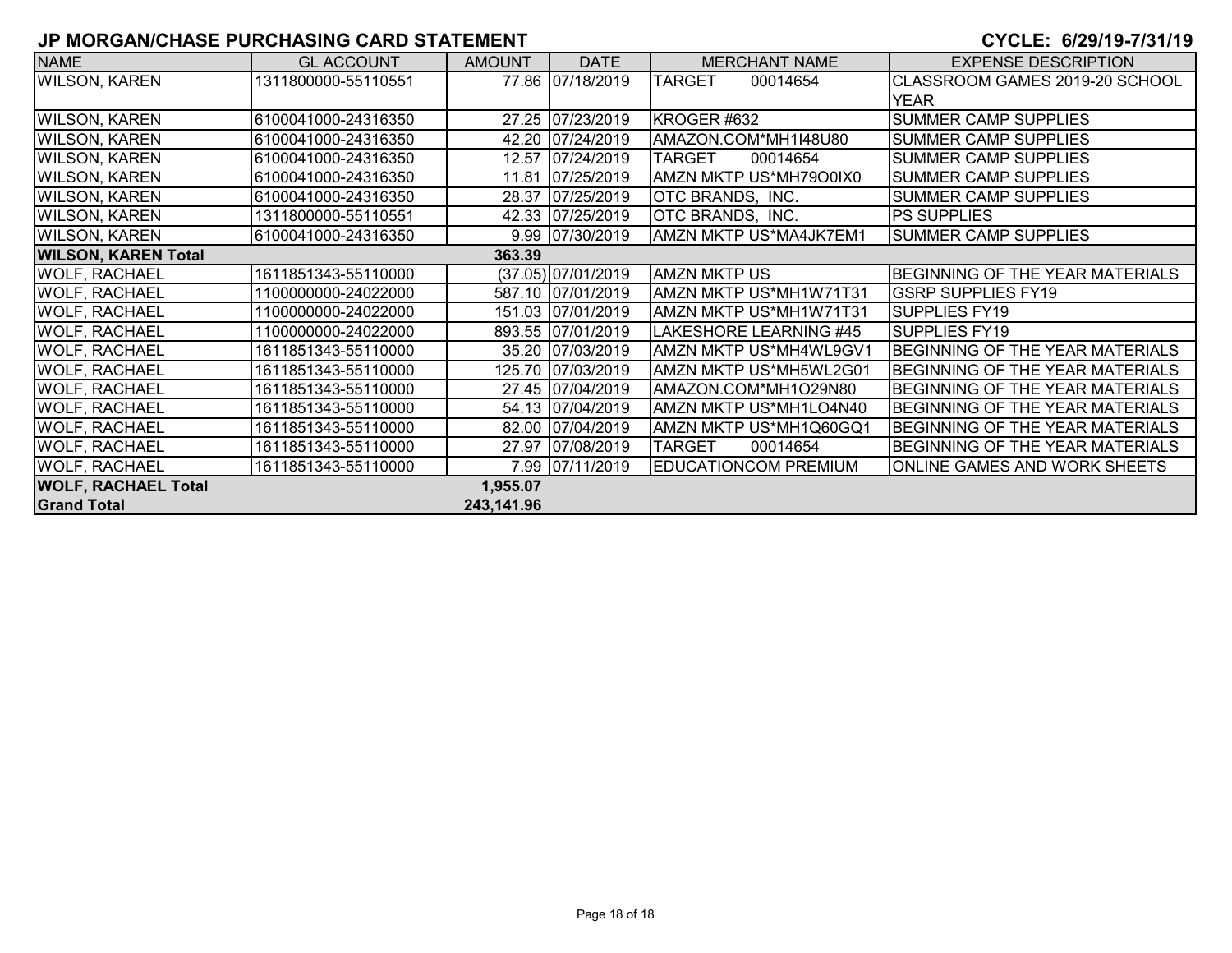## JP MORGAN/CHASE PURCHASING CARD STATEMENT

**CYCLE: 6/29/19-7/31/19**

| NAME | GL ACCOUNT | AMOUNT | DATE | MERCHANT NAME | EXPENSE DESCRIPTION |
|---|---|---|---|---|---|
| WILSON, KAREN | 1311800000-55110551 | 77.86 | 07/18/2019 | TARGET 00014654 | CLASSROOM GAMES 2019-20 SCHOOL YEAR |
| WILSON, KAREN | 6100041000-24316350 | 27.25 | 07/23/2019 | KROGER #632 | SUMMER CAMP SUPPLIES |
| WILSON, KAREN | 6100041000-24316350 | 42.20 | 07/24/2019 | AMAZON.COM*MH1I48U80 | SUMMER CAMP SUPPLIES |
| WILSON, KAREN | 6100041000-24316350 | 12.57 | 07/24/2019 | TARGET 00014654 | SUMMER CAMP SUPPLIES |
| WILSON, KAREN | 6100041000-24316350 | 11.81 | 07/25/2019 | AMZN MKTP US*MH79O0IX0 | SUMMER CAMP SUPPLIES |
| WILSON, KAREN | 6100041000-24316350 | 28.37 | 07/25/2019 | OTC BRANDS, INC. | SUMMER CAMP SUPPLIES |
| WILSON, KAREN | 1311800000-55110551 | 42.33 | 07/25/2019 | OTC BRANDS, INC. | PS SUPPLIES |
| WILSON, KAREN | 6100041000-24316350 | 9.99 | 07/30/2019 | AMZN MKTP US*MA4JK7EM1 | SUMMER CAMP SUPPLIES |
| **WILSON, KAREN Total** | | **363.39** | | | |
| WOLF, RACHAEL | 1611851343-55110000 | (37.05) | 07/01/2019 | AMZN MKTP US | BEGINNING OF THE YEAR MATERIALS |
| WOLF, RACHAEL | 1100000000-24022000 | 587.10 | 07/01/2019 | AMZN MKTP US*MH1W71T31 | GSRP SUPPLIES FY19 |
| WOLF, RACHAEL | 1100000000-24022000 | 151.03 | 07/01/2019 | AMZN MKTP US*MH1W71T31 | SUPPLIES FY19 |
| WOLF, RACHAEL | 1100000000-24022000 | 893.55 | 07/01/2019 | LAKESHORE LEARNING #45 | SUPPLIES FY19 |
| WOLF, RACHAEL | 1611851343-55110000 | 35.20 | 07/03/2019 | AMZN MKTP US*MH4WL9GV1 | BEGINNING OF THE YEAR MATERIALS |
| WOLF, RACHAEL | 1611851343-55110000 | 125.70 | 07/03/2019 | AMZN MKTP US*MH5WL2G01 | BEGINNING OF THE YEAR MATERIALS |
| WOLF, RACHAEL | 1611851343-55110000 | 27.45 | 07/04/2019 | AMAZON.COM*MH1O29N80 | BEGINNING OF THE YEAR MATERIALS |
| WOLF, RACHAEL | 1611851343-55110000 | 54.13 | 07/04/2019 | AMZN MKTP US*MH1LO4N40 | BEGINNING OF THE YEAR MATERIALS |
| WOLF, RACHAEL | 1611851343-55110000 | 82.00 | 07/04/2019 | AMZN MKTP US*MH1Q60GQ1 | BEGINNING OF THE YEAR MATERIALS |
| WOLF, RACHAEL | 1611851343-55110000 | 27.97 | 07/08/2019 | TARGET 00014654 | BEGINNING OF THE YEAR MATERIALS |
| WOLF, RACHAEL | 1611851343-55110000 | 7.99 | 07/11/2019 | EDUCATIONCOM PREMIUM | ONLINE GAMES AND WORK SHEETS |
| **WOLF, RACHAEL Total** | | **1,955.07** | | | |
| **Grand Total** | | **243,141.96** | | | |